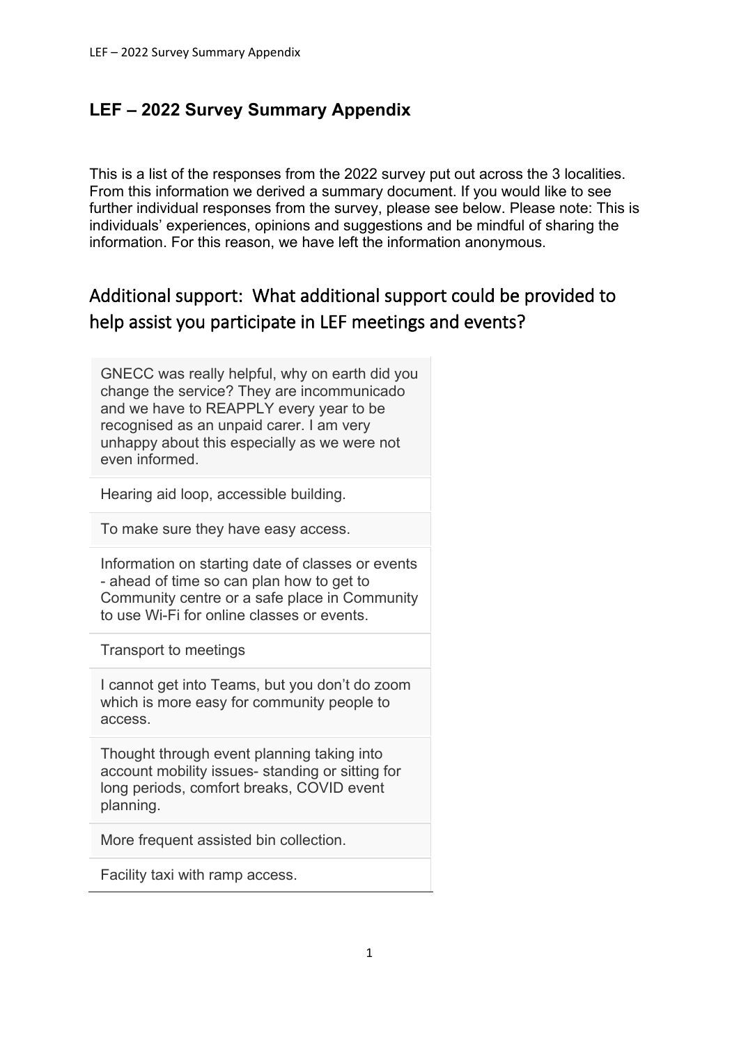## LEF – 2022 Survey Summary Appendix

This is a list of the responses from the 2022 survey put out across the 3 localities. From this information we derived a summary document. If you would like to see further individual responses from the survey, please see below. Please note: This is individuals' experiences, opinions and suggestions and be mindful of sharing the information. For this reason, we have left the information anonymous.

# Additional support: What additional support could be provided to help assist you participate in LEF meetings and events?

| |
|---|
| GNECC was really helpful, why on earth did you change the service? They are incommunicado and we have to REAPPLY every year to be recognised as an unpaid carer. I am very unhappy about this especially as we were not even informed. |
| Hearing aid loop, accessible building. |
| To make sure they have easy access. |
| Information on starting date of classes or events - ahead of time so can plan how to get to Community centre or a safe place in Community to use Wi-Fi for online classes or events. |
| Transport to meetings |
| I cannot get into Teams, but you don't do zoom which is more easy for community people to access. |
| Thought through event planning taking into account mobility issues- standing or sitting for long periods, comfort breaks, COVID event planning. |
| More frequent assisted bin collection. |
| Facility taxi with ramp access. |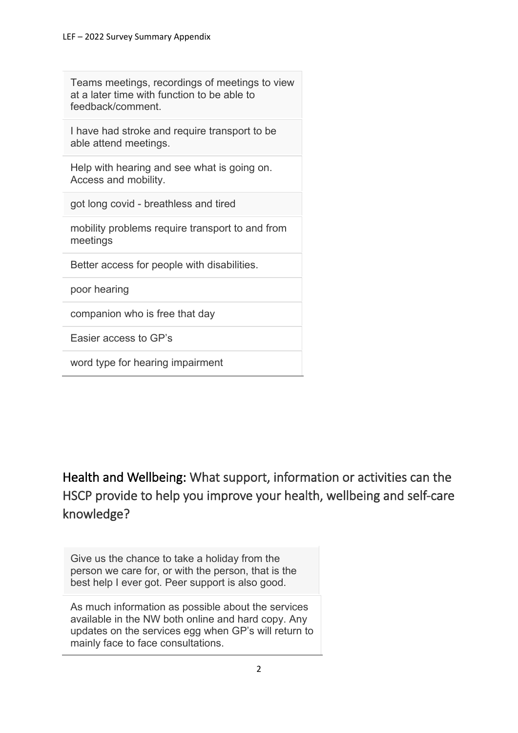| Teams meetings, recordings of meetings to view at a later time with function to be able to feedback/comment. |
| --- |
| I have had stroke and require transport to be able attend meetings. |
| Help with hearing and see what is going on. Access and mobility. |
| got long covid - breathless and tired |
| mobility problems require transport to and from meetings |
| Better access for people with disabilities. |
| poor hearing |
| companion who is free that day |
| Easier access to GP's |
| word type for hearing impairment |

## Health and Wellbeing: What support, information or activities can the HSCP provide to help you improve your health, wellbeing and self-care knowledge?

| Give us the chance to take a holiday from the person we care for, or with the person, that is the best help I ever got. Peer support is also good. |
| --- |
| As much information as possible about the services available in the NW both online and hard copy. Any updates on the services egg when GP's will return to mainly face to face consultations. |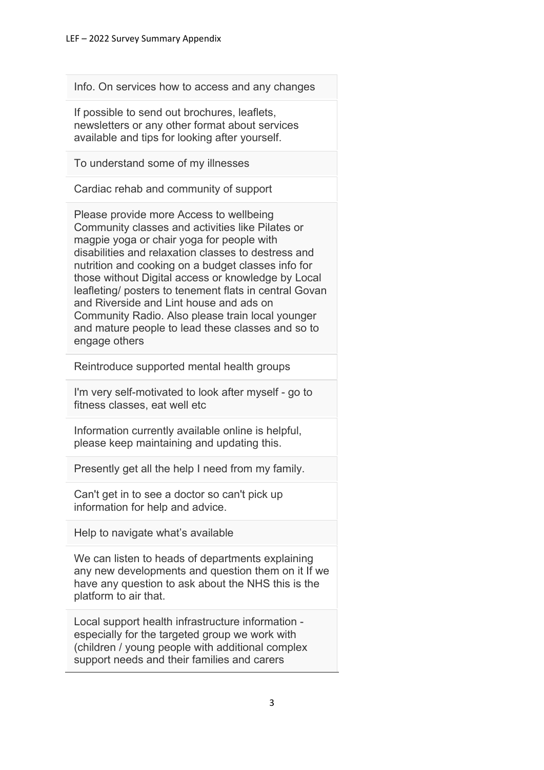Info. On services how to access and any changes

If possible to send out brochures, leaflets, newsletters or any other format about services available and tips for looking after yourself.

To understand some of my illnesses

Cardiac rehab and community of support

Please provide more Access to wellbeing Community classes and activities like Pilates or magpie yoga or chair yoga for people with disabilities and relaxation classes to destress and nutrition and cooking on a budget classes info for those without Digital access or knowledge by Local leafleting/ posters to tenement flats in central Govan and Riverside and Lint house and ads on Community Radio. Also please train local younger and mature people to lead these classes and so to engage others

Reintroduce supported mental health groups

I'm very self-motivated to look after myself - go to fitness classes, eat well etc

Information currently available online is helpful, please keep maintaining and updating this.

Presently get all the help I need from my family.

Can't get in to see a doctor so can't pick up information for help and advice.

Help to navigate what's available

We can listen to heads of departments explaining any new developments and question them on it If we have any question to ask about the NHS this is the platform to air that.

Local support health infrastructure information - especially for the targeted group we work with (children / young people with additional complex support needs and their families and carers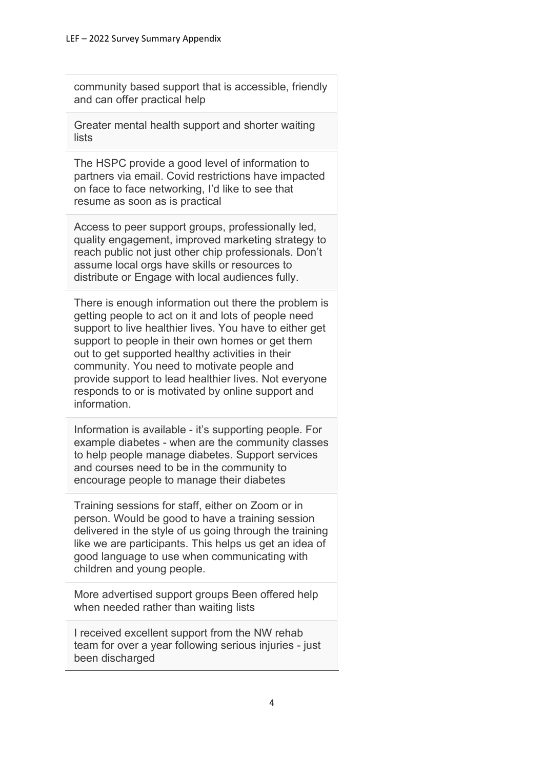| |
|---|
| community based support that is accessible, friendly and can offer practical help |
| Greater mental health support and shorter waiting lists |
| The HSPC provide a good level of information to partners via email. Covid restrictions have impacted on face to face networking, I'd like to see that resume as soon as is practical |
| Access to peer support groups, professionally led, quality engagement, improved marketing strategy to reach public not just other chip professionals. Don't assume local orgs have skills or resources to distribute or Engage with local audiences fully. |
| There is enough information out there the problem is getting people to act on it and lots of people need support to live healthier lives. You have to either get support to people in their own homes or get them out to get supported healthy activities in their community. You need to motivate people and provide support to lead healthier lives. Not everyone responds to or is motivated by online support and information. |
| Information is available - it's supporting people. For example diabetes - when are the community classes to help people manage diabetes. Support services and courses need to be in the community to encourage people to manage their diabetes |
| Training sessions for staff, either on Zoom or in person. Would be good to have a training session delivered in the style of us going through the training like we are participants. This helps us get an idea of good language to use when communicating with children and young people. |
| More advertised support groups Been offered help when needed rather than waiting lists |
| I received excellent support from the NW rehab team for over a year following serious injuries - just been discharged |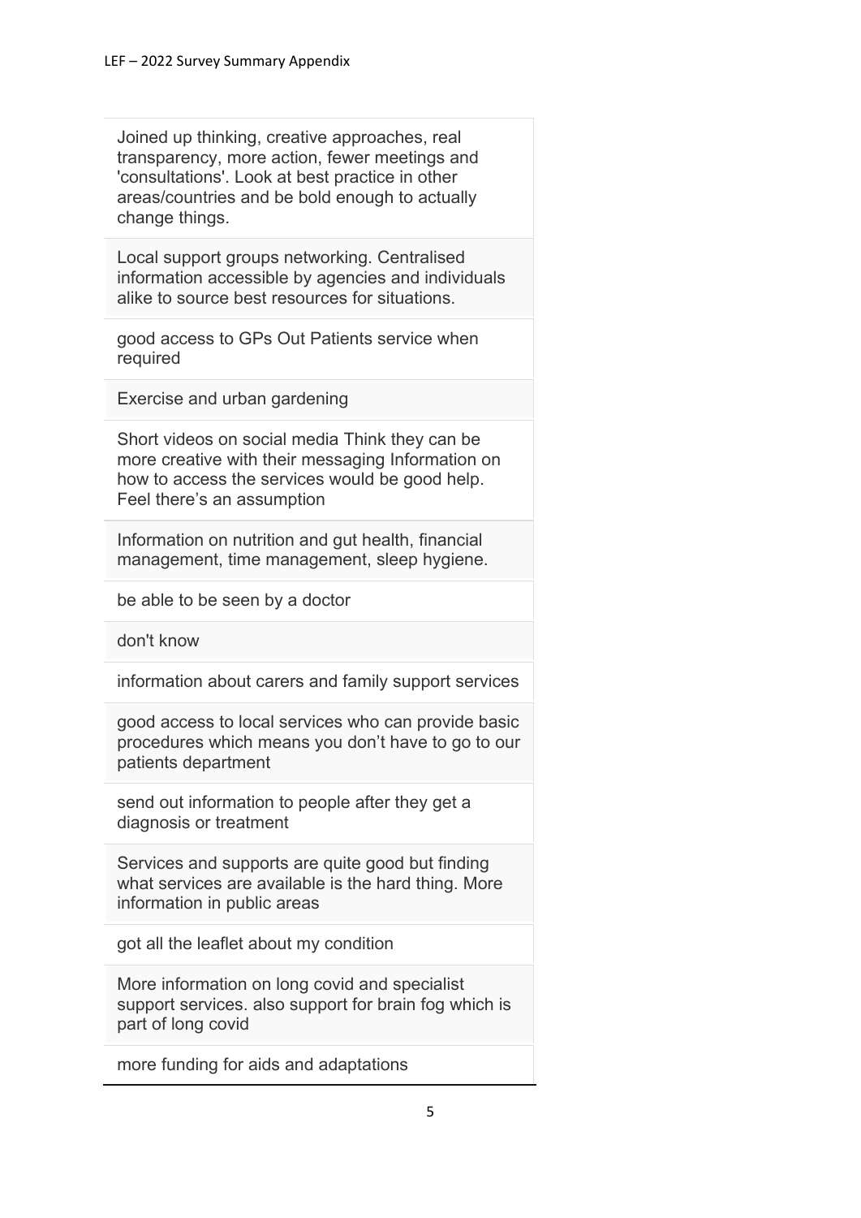| |
|---|
| Joined up thinking, creative approaches, real transparency, more action, fewer meetings and 'consultations'. Look at best practice in other areas/countries and be bold enough to actually change things. |
| Local support groups networking. Centralised information accessible by agencies and individuals alike to source best resources for situations. |
| good access to GPs Out Patients service when required |
| Exercise and urban gardening |
| Short videos on social media Think they can be more creative with their messaging Information on how to access the services would be good help. Feel there's an assumption |
| Information on nutrition and gut health, financial management, time management, sleep hygiene. |
| be able to be seen by a doctor |
| don't know |
| information about carers and family support services |
| good access to local services who can provide basic procedures which means you don't have to go to our patients department |
| send out information to people after they get a diagnosis or treatment |
| Services and supports are quite good but finding what services are available is the hard thing. More information in public areas |
| got all the leaflet about my condition |
| More information on long covid and specialist support services. also support for brain fog which is part of long covid |
| more funding for aids and adaptations |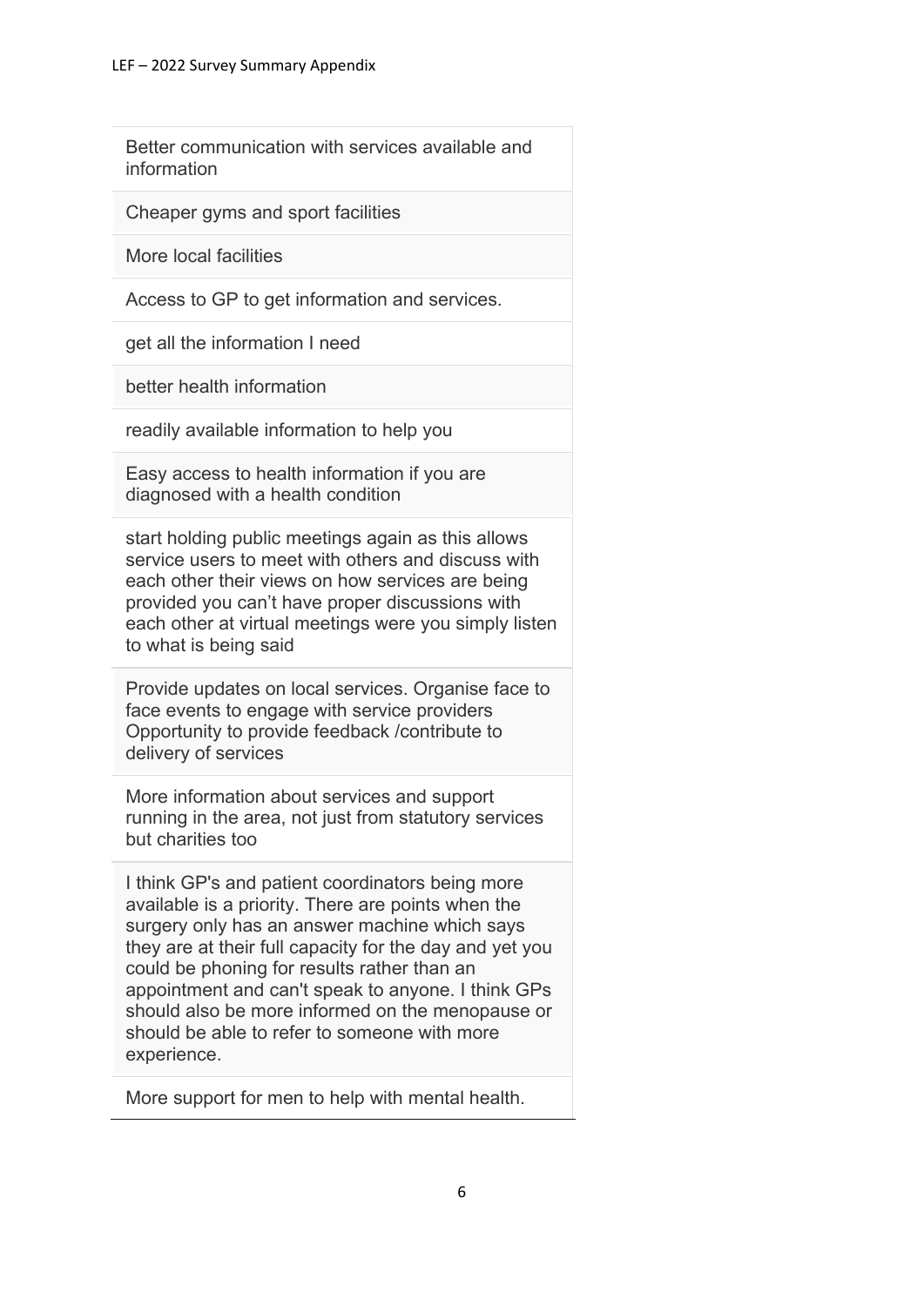| |
|---|
| Better communication with services available and information |
| Cheaper gyms and sport facilities |
| More local facilities |
| Access to GP to get information and services. |
| get all the information I need |
| better health information |
| readily available information to help you |
| Easy access to health information if you are diagnosed with a health condition |
| start holding public meetings again as this allows service users to meet with others and discuss with each other their views on how services are being provided you can't have proper discussions with each other at virtual meetings were you simply listen to what is being said |
| Provide updates on local services. Organise face to face events to engage with service providers Opportunity to provide feedback /contribute to delivery of services |
| More information about services and support running in the area, not just from statutory services but charities too |
| I think GP's and patient coordinators being more available is a priority. There are points when the surgery only has an answer machine which says they are at their full capacity for the day and yet you could be phoning for results rather than an appointment and can't speak to anyone. I think GPs should also be more informed on the menopause or should be able to refer to someone with more experience. |
| More support for men to help with mental health. |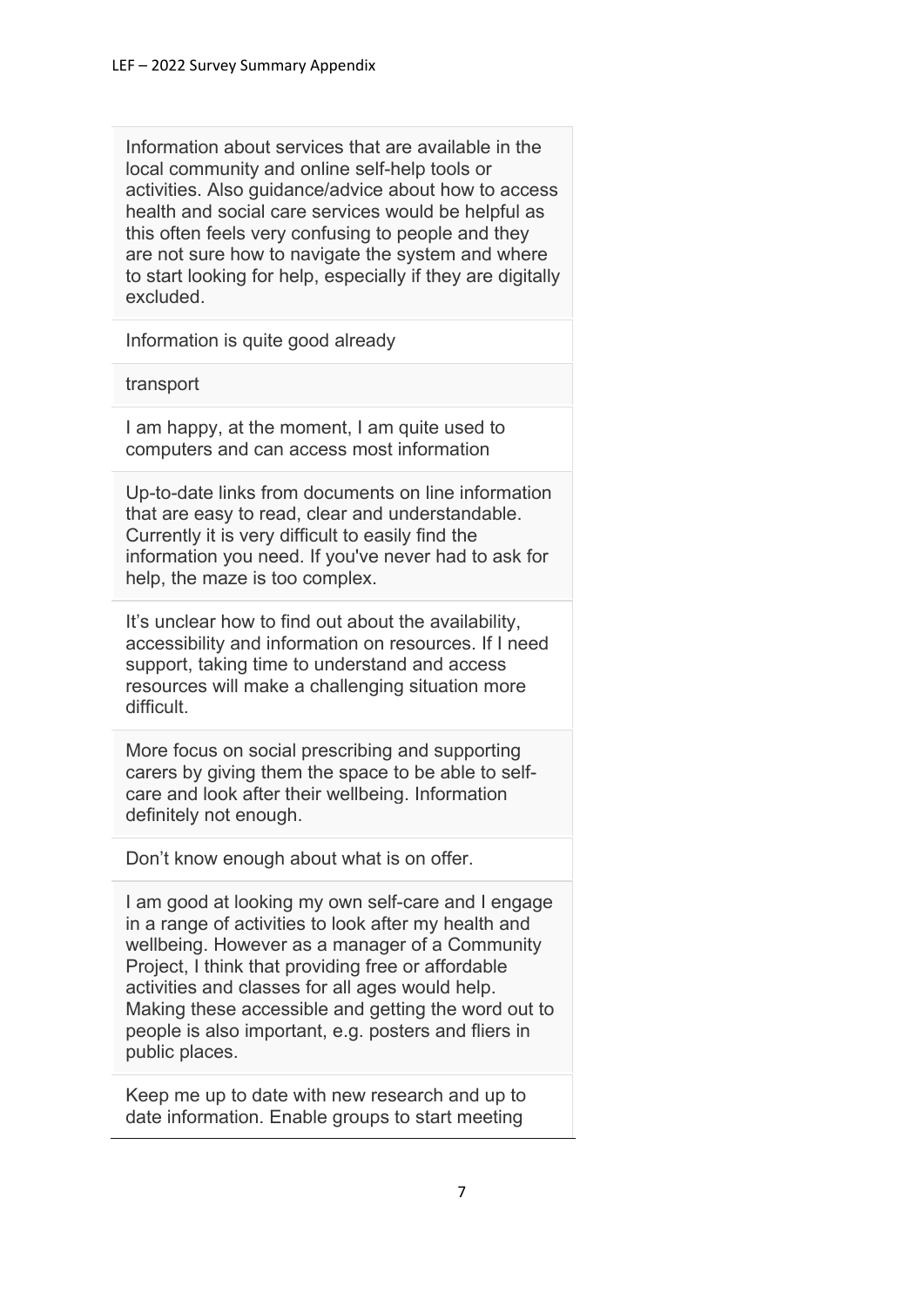| |
|---|
| Information about services that are available in the local community and online self-help tools or activities. Also guidance/advice about how to access health and social care services would be helpful as this often feels very confusing to people and they are not sure how to navigate the system and where to start looking for help, especially if they are digitally excluded. |
| Information is quite good already |
| transport |
| I am happy, at the moment, I am quite used to computers and can access most information |
| Up-to-date links from documents on line information that are easy to read, clear and understandable. Currently it is very difficult to easily find the information you need. If you've never had to ask for help, the maze is too complex. |
| It's unclear how to find out about the availability, accessibility and information on resources. If I need support, taking time to understand and access resources will make a challenging situation more difficult. |
| More focus on social prescribing and supporting carers by giving them the space to be able to self-care and look after their wellbeing. Information definitely not enough. |
| Don't know enough about what is on offer. |
| I am good at looking my own self-care and I engage in a range of activities to look after my health and wellbeing. However as a manager of a Community Project, I think that providing free or affordable activities and classes for all ages would help. Making these accessible and getting the word out to people is also important, e.g. posters and fliers in public places. |
| Keep me up to date with new research and up to date information. Enable groups to start meeting |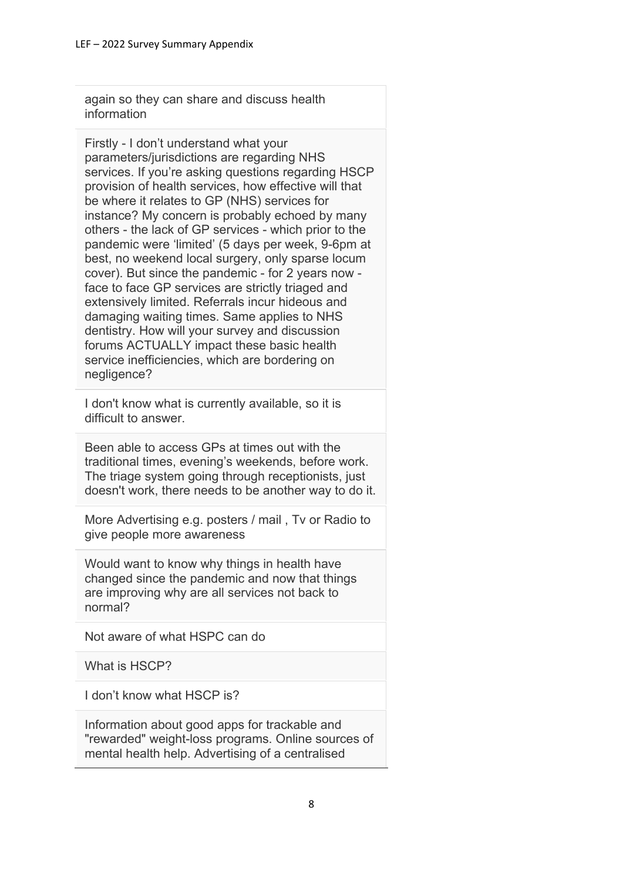| |
|---|
| again so they can share and discuss health information |
| Firstly - I don't understand what your parameters/jurisdictions are regarding NHS services. If you're asking questions regarding HSCP provision of health services, how effective will that be where it relates to GP (NHS) services for instance? My concern is probably echoed by many others - the lack of GP services - which prior to the pandemic were 'limited' (5 days per week, 9-6pm at best, no weekend local surgery, only sparse locum cover). But since the pandemic - for 2 years now - face to face GP services are strictly triaged and extensively limited. Referrals incur hideous and damaging waiting times. Same applies to NHS dentistry. How will your survey and discussion forums ACTUALLY impact these basic health service inefficiencies, which are bordering on negligence? |
| I don't know what is currently available, so it is difficult to answer. |
| Been able to access GPs at times out with the traditional times, evening's weekends, before work. The triage system going through receptionists, just doesn't work, there needs to be another way to do it. |
| More Advertising e.g. posters / mail , Tv or Radio to give people more awareness |
| Would want to know why things in health have changed since the pandemic and now that things are improving why are all services not back to normal? |
| Not aware of what HSPC can do |
| What is HSCP? |
| I don't know what HSCP is? |
| Information about good apps for trackable and "rewarded" weight-loss programs. Online sources of mental health help. Advertising of a centralised |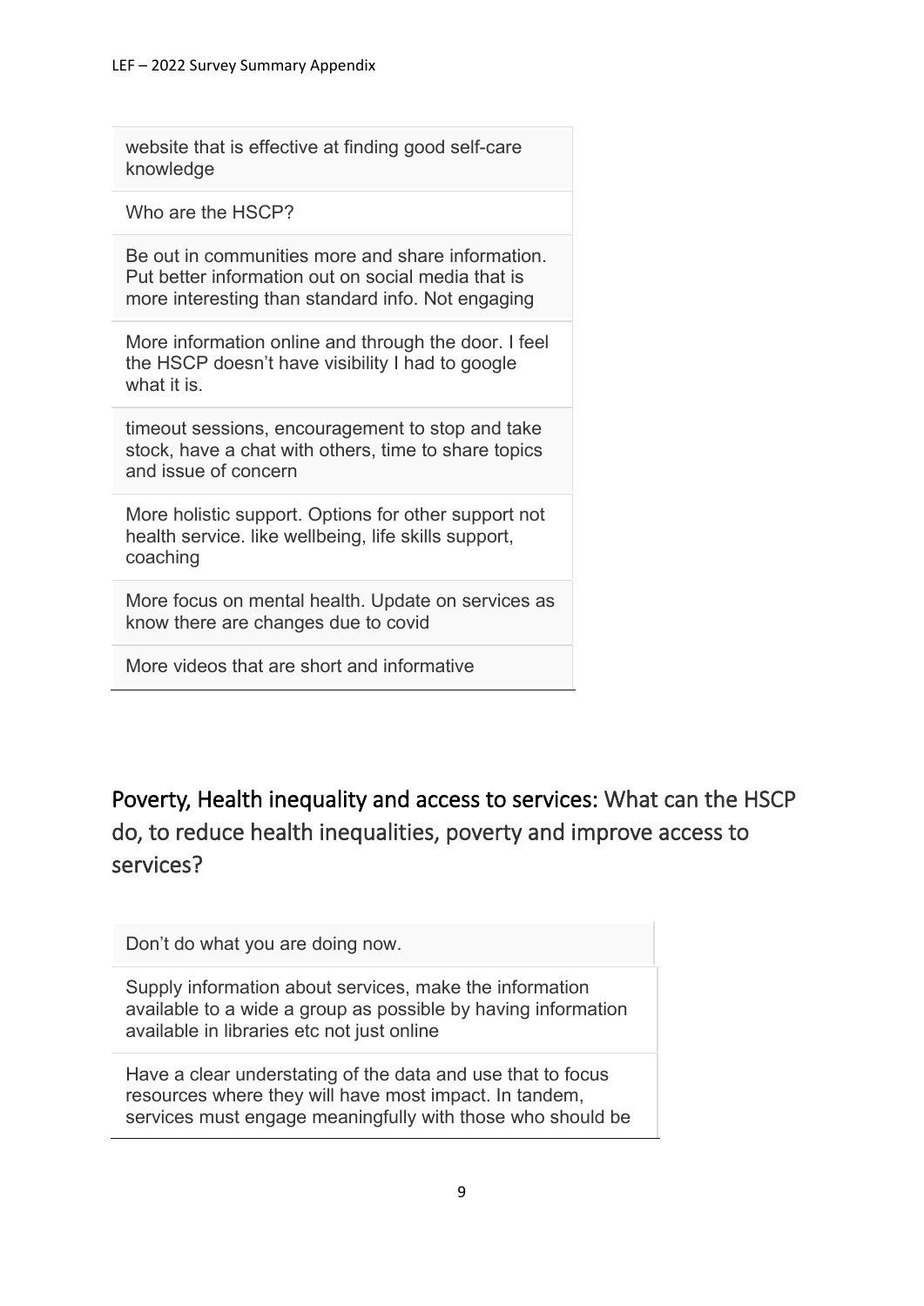| |
|---|
| website that is effective at finding good self-care knowledge |
| Who are the HSCP? |
| Be out in communities more and share information. Put better information out on social media that is more interesting than standard info. Not engaging |
| More information online and through the door. I feel the HSCP doesn't have visibility I had to google what it is. |
| timeout sessions, encouragement to stop and take stock, have a chat with others, time to share topics and issue of concern |
| More holistic support. Options for other support not health service. like wellbeing, life skills support, coaching |
| More focus on mental health. Update on services as know there are changes due to covid |
| More videos that are short and informative |

## Poverty, Health inequality and access to services: What can the HSCP do, to reduce health inequalities, poverty and improve access to services?

| |
|---|
| Don't do what you are doing now. |
| Supply information about services, make the information available to a wide a group as possible by having information available in libraries etc not just online |
| Have a clear understating of the data and use that to focus resources where they will have most impact. In tandem, services must engage meaningfully with those who should be |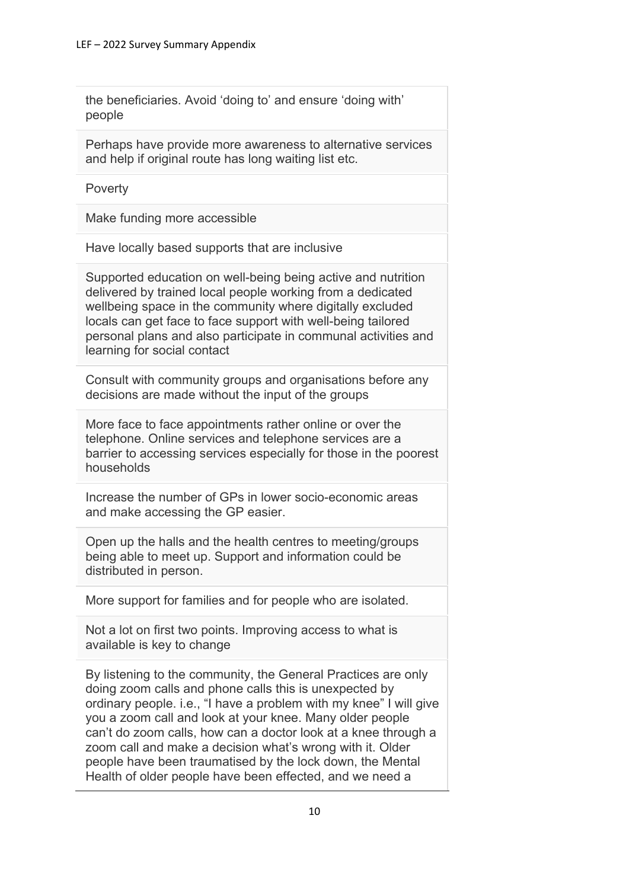the beneficiaries. Avoid 'doing to' and ensure 'doing with' people

Perhaps have provide more awareness to alternative services and help if original route has long waiting list etc.

Poverty

Make funding more accessible

Have locally based supports that are inclusive

Supported education on well-being being active and nutrition delivered by trained local people working from a dedicated wellbeing space in the community where digitally excluded locals can get face to face support with well-being tailored personal plans and also participate in communal activities and learning for social contact

Consult with community groups and organisations before any decisions are made without the input of the groups

More face to face appointments rather online or over the telephone. Online services and telephone services are a barrier to accessing services especially for those in the poorest households

Increase the number of GPs in lower socio-economic areas and make accessing the GP easier.

Open up the halls and the health centres to meeting/groups being able to meet up. Support and information could be distributed in person.

More support for families and for people who are isolated.

Not a lot on first two points. Improving access to what is available is key to change

By listening to the community, the General Practices are only doing zoom calls and phone calls this is unexpected by ordinary people. i.e., "I have a problem with my knee" I will give you a zoom call and look at your knee. Many older people can't do zoom calls, how can a doctor look at a knee through a zoom call and make a decision what's wrong with it. Older people have been traumatised by the lock down, the Mental Health of older people have been effected, and we need a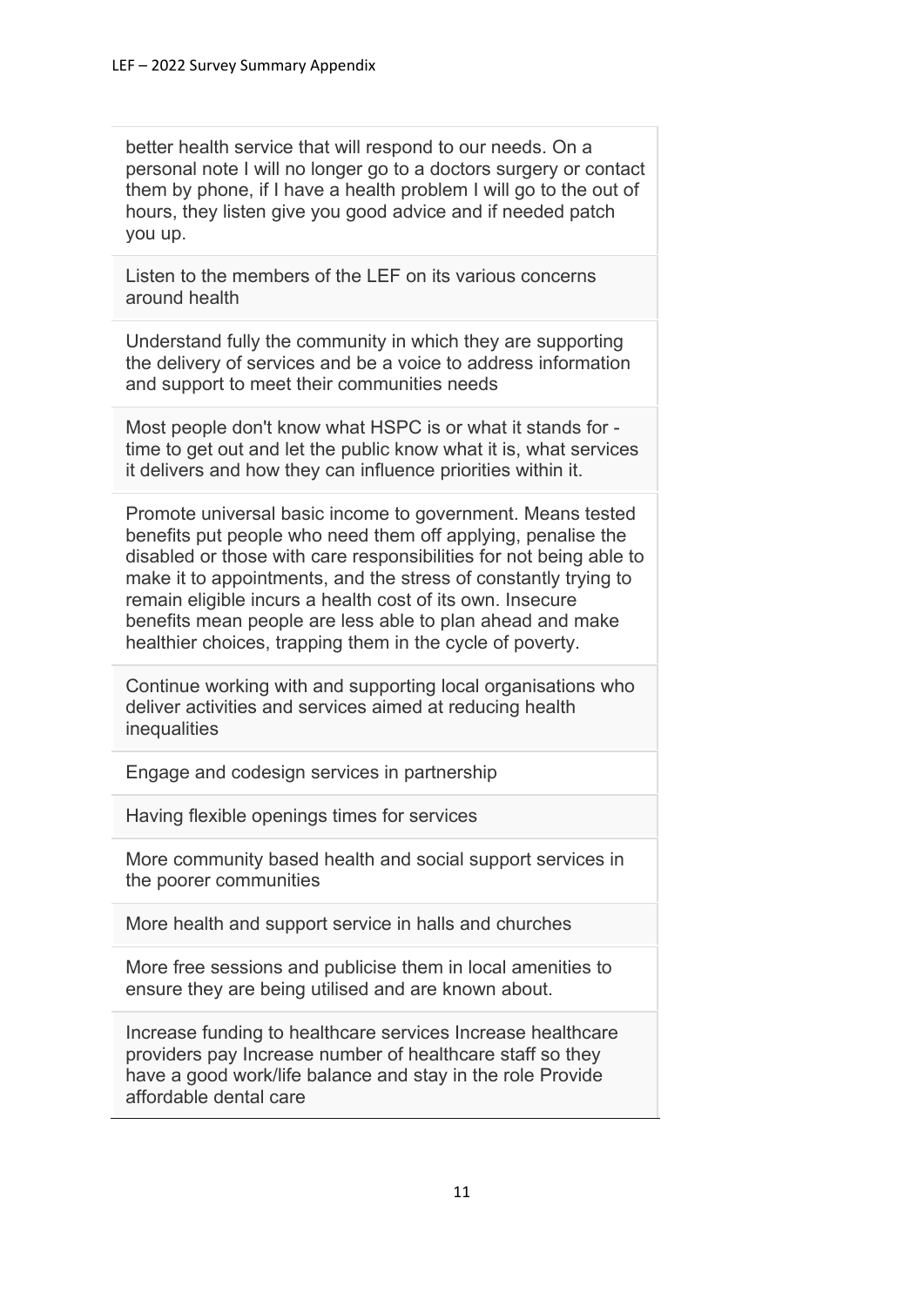better health service that will respond to our needs. On a personal note I will no longer go to a doctors surgery or contact them by phone, if I have a health problem I will go to the out of hours, they listen give you good advice and if needed patch you up.

Listen to the members of the LEF on its various concerns around health

Understand fully the community in which they are supporting the delivery of services and be a voice to address information and support to meet their communities needs

Most people don't know what HSPC is or what it stands for - time to get out and let the public know what it is, what services it delivers and how they can influence priorities within it.

Promote universal basic income to government. Means tested benefits put people who need them off applying, penalise the disabled or those with care responsibilities for not being able to make it to appointments, and the stress of constantly trying to remain eligible incurs a health cost of its own. Insecure benefits mean people are less able to plan ahead and make healthier choices, trapping them in the cycle of poverty.

Continue working with and supporting local organisations who deliver activities and services aimed at reducing health inequalities

Engage and codesign services in partnership

Having flexible openings times for services

More community based health and social support services in the poorer communities

More health and support service in halls and churches

More free sessions and publicise them in local amenities to ensure they are being utilised and are known about.

Increase funding to healthcare services Increase healthcare providers pay Increase number of healthcare staff so they have a good work/life balance and stay in the role Provide affordable dental care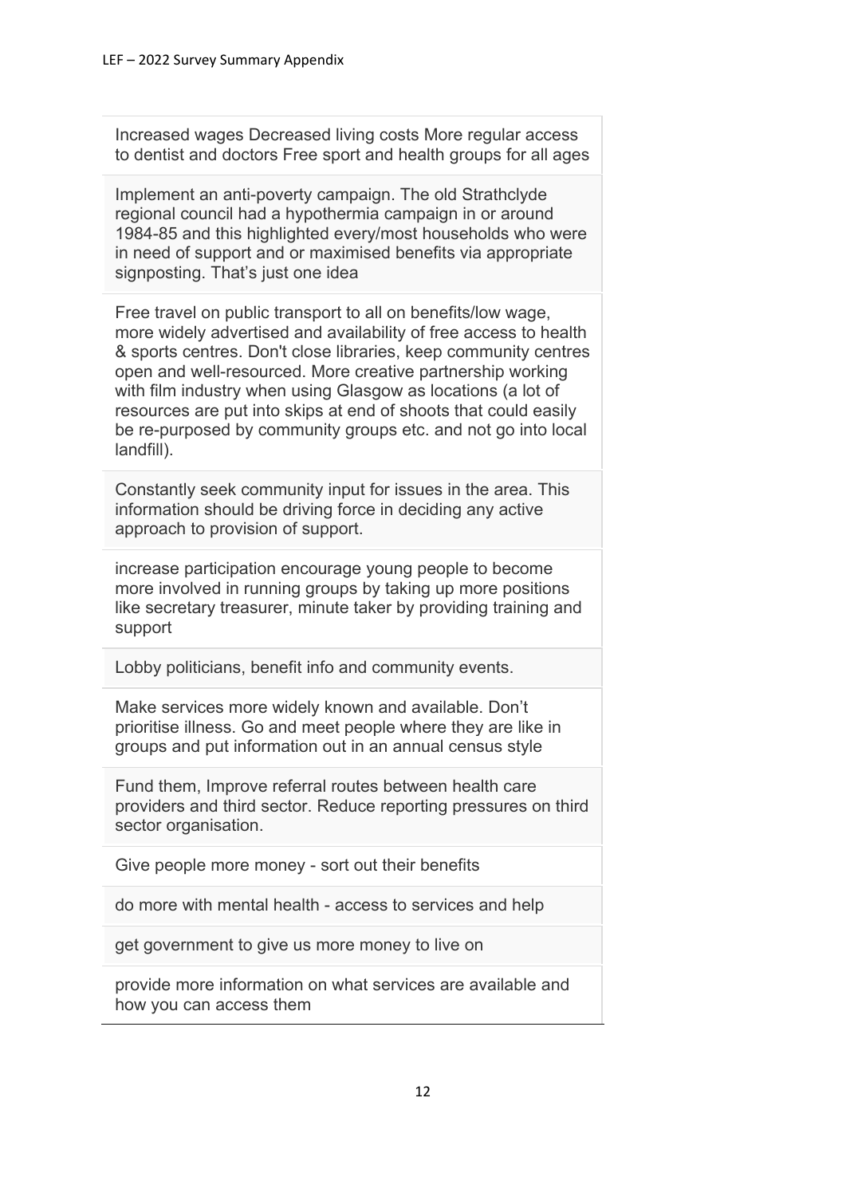Increased wages Decreased living costs More regular access to dentist and doctors Free sport and health groups for all ages

Implement an anti-poverty campaign. The old Strathclyde regional council had a hypothermia campaign in or around 1984-85 and this highlighted every/most households who were in need of support and or maximised benefits via appropriate signposting. That's just one idea

Free travel on public transport to all on benefits/low wage, more widely advertised and availability of free access to health & sports centres. Don't close libraries, keep community centres open and well-resourced. More creative partnership working with film industry when using Glasgow as locations (a lot of resources are put into skips at end of shoots that could easily be re-purposed by community groups etc. and not go into local landfill).

Constantly seek community input for issues in the area. This information should be driving force in deciding any active approach to provision of support.

increase participation encourage young people to become more involved in running groups by taking up more positions like secretary treasurer, minute taker by providing training and support

Lobby politicians, benefit info and community events.

Make services more widely known and available. Don't prioritise illness. Go and meet people where they are like in groups and put information out in an annual census style

Fund them, Improve referral routes between health care providers and third sector. Reduce reporting pressures on third sector organisation.

Give people more money - sort out their benefits

do more with mental health - access to services and help

get government to give us more money to live on

provide more information on what services are available and how you can access them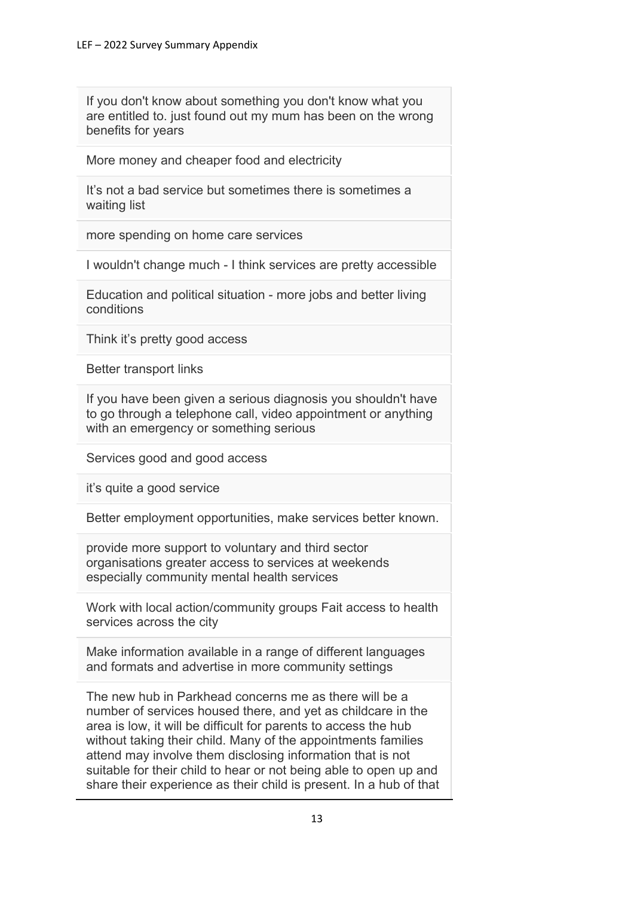| |
|---|
| If you don't know about something you don't know what you are entitled to. just found out my mum has been on the wrong benefits for years |
| More money and cheaper food and electricity |
| It's not a bad service but sometimes there is sometimes a waiting list |
| more spending on home care services |
| I wouldn't change much - I think services are pretty accessible |
| Education and political situation - more jobs and better living conditions |
| Think it's pretty good access |
| Better transport links |
| If you have been given a serious diagnosis you shouldn't have to go through a telephone call, video appointment or anything with an emergency or something serious |
| Services good and good access |
| it's quite a good service |
| Better employment opportunities, make services better known. |
| provide more support to voluntary and third sector organisations greater access to services at weekends especially community mental health services |
| Work with local action/community groups Fait access to health services across the city |
| Make information available in a range of different languages and formats and advertise in more community settings |
| The new hub in Parkhead concerns me as there will be a number of services housed there, and yet as childcare in the area is low, it will be difficult for parents to access the hub without taking their child. Many of the appointments families attend may involve them disclosing information that is not suitable for their child to hear or not being able to open up and share their experience as their child is present. In a hub of that |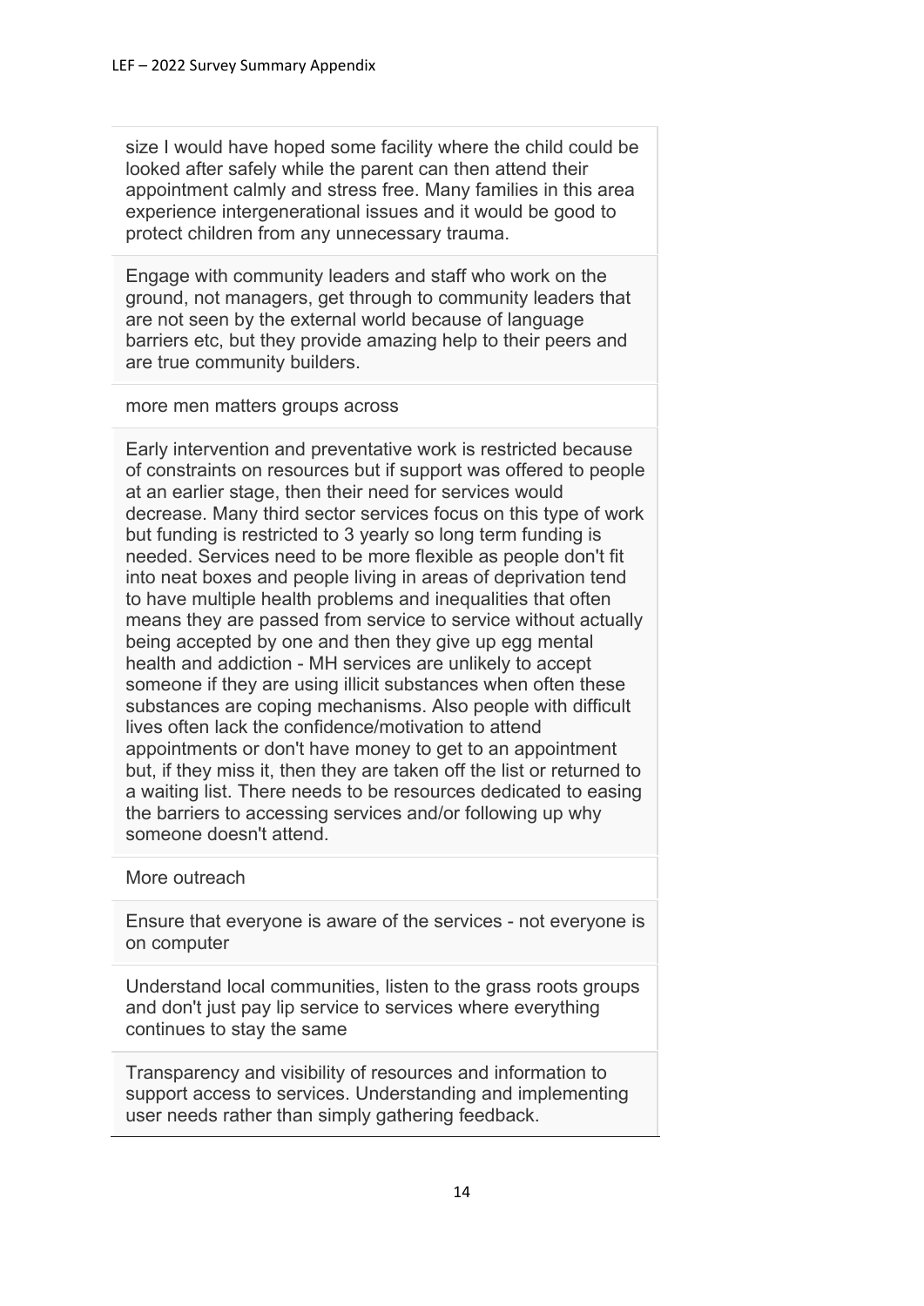size I would have hoped some facility where the child could be looked after safely while the parent can then attend their appointment calmly and stress free. Many families in this area experience intergenerational issues and it would be good to protect children from any unnecessary trauma.

Engage with community leaders and staff who work on the ground, not managers, get through to community leaders that are not seen by the external world because of language barriers etc, but they provide amazing help to their peers and are true community builders.

more men matters groups across

Early intervention and preventative work is restricted because of constraints on resources but if support was offered to people at an earlier stage, then their need for services would decrease. Many third sector services focus on this type of work but funding is restricted to 3 yearly so long term funding is needed. Services need to be more flexible as people don't fit into neat boxes and people living in areas of deprivation tend to have multiple health problems and inequalities that often means they are passed from service to service without actually being accepted by one and then they give up egg mental health and addiction - MH services are unlikely to accept someone if they are using illicit substances when often these substances are coping mechanisms. Also people with difficult lives often lack the confidence/motivation to attend appointments or don't have money to get to an appointment but, if they miss it, then they are taken off the list or returned to a waiting list. There needs to be resources dedicated to easing the barriers to accessing services and/or following up why someone doesn't attend.

More outreach

Ensure that everyone is aware of the services - not everyone is on computer

Understand local communities, listen to the grass roots groups and don't just pay lip service to services where everything continues to stay the same

Transparency and visibility of resources and information to support access to services. Understanding and implementing user needs rather than simply gathering feedback.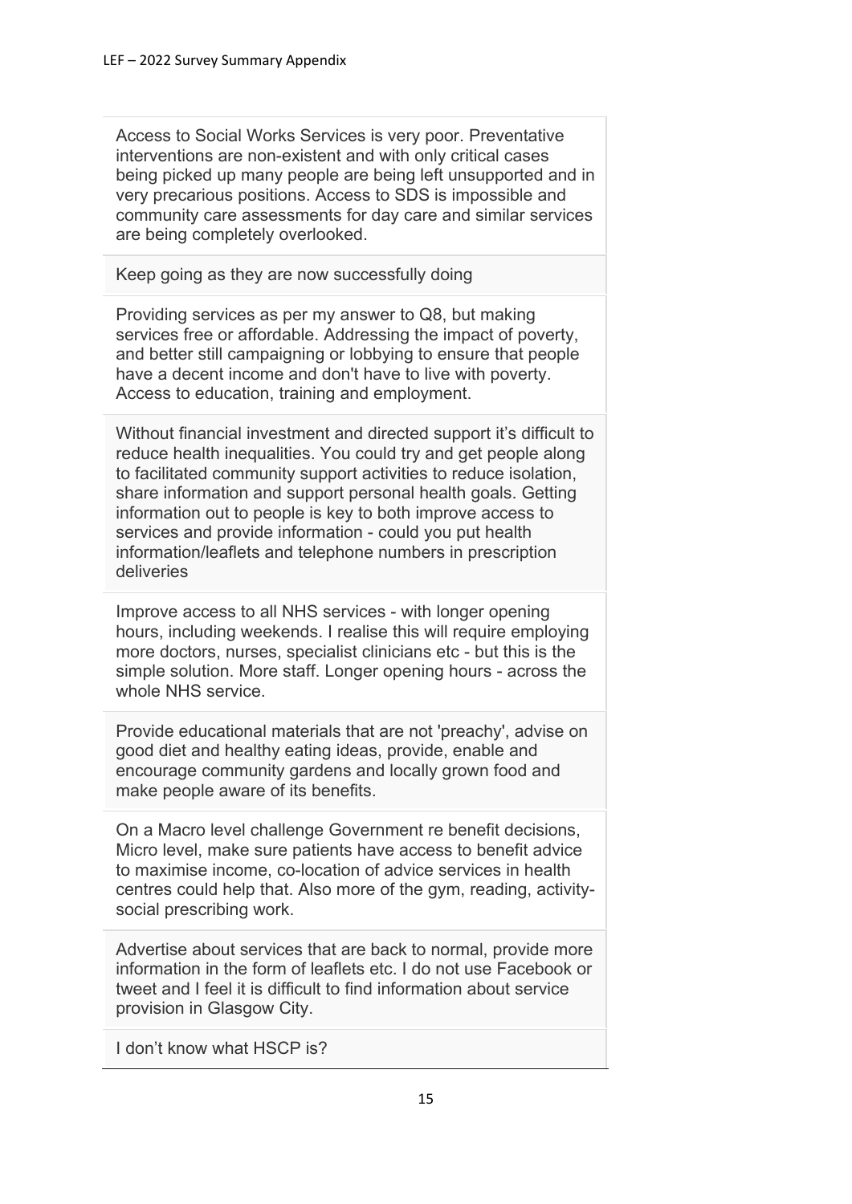Access to Social Works Services is very poor. Preventative interventions are non-existent and with only critical cases being picked up many people are being left unsupported and in very precarious positions. Access to SDS is impossible and community care assessments for day care and similar services are being completely overlooked.

Keep going as they are now successfully doing

Providing services as per my answer to Q8, but making services free or affordable. Addressing the impact of poverty, and better still campaigning or lobbying to ensure that people have a decent income and don't have to live with poverty. Access to education, training and employment.

Without financial investment and directed support it's difficult to reduce health inequalities. You could try and get people along to facilitated community support activities to reduce isolation, share information and support personal health goals. Getting information out to people is key to both improve access to services and provide information - could you put health information/leaflets and telephone numbers in prescription deliveries

Improve access to all NHS services - with longer opening hours, including weekends. I realise this will require employing more doctors, nurses, specialist clinicians etc - but this is the simple solution. More staff. Longer opening hours - across the whole NHS service.

Provide educational materials that are not 'preachy', advise on good diet and healthy eating ideas, provide, enable and encourage community gardens and locally grown food and make people aware of its benefits.

On a Macro level challenge Government re benefit decisions, Micro level, make sure patients have access to benefit advice to maximise income, co-location of advice services in health centres could help that. Also more of the gym, reading, activity-social prescribing work.

Advertise about services that are back to normal, provide more information in the form of leaflets etc. I do not use Facebook or tweet and I feel it is difficult to find information about service provision in Glasgow City.

I don't know what HSCP is?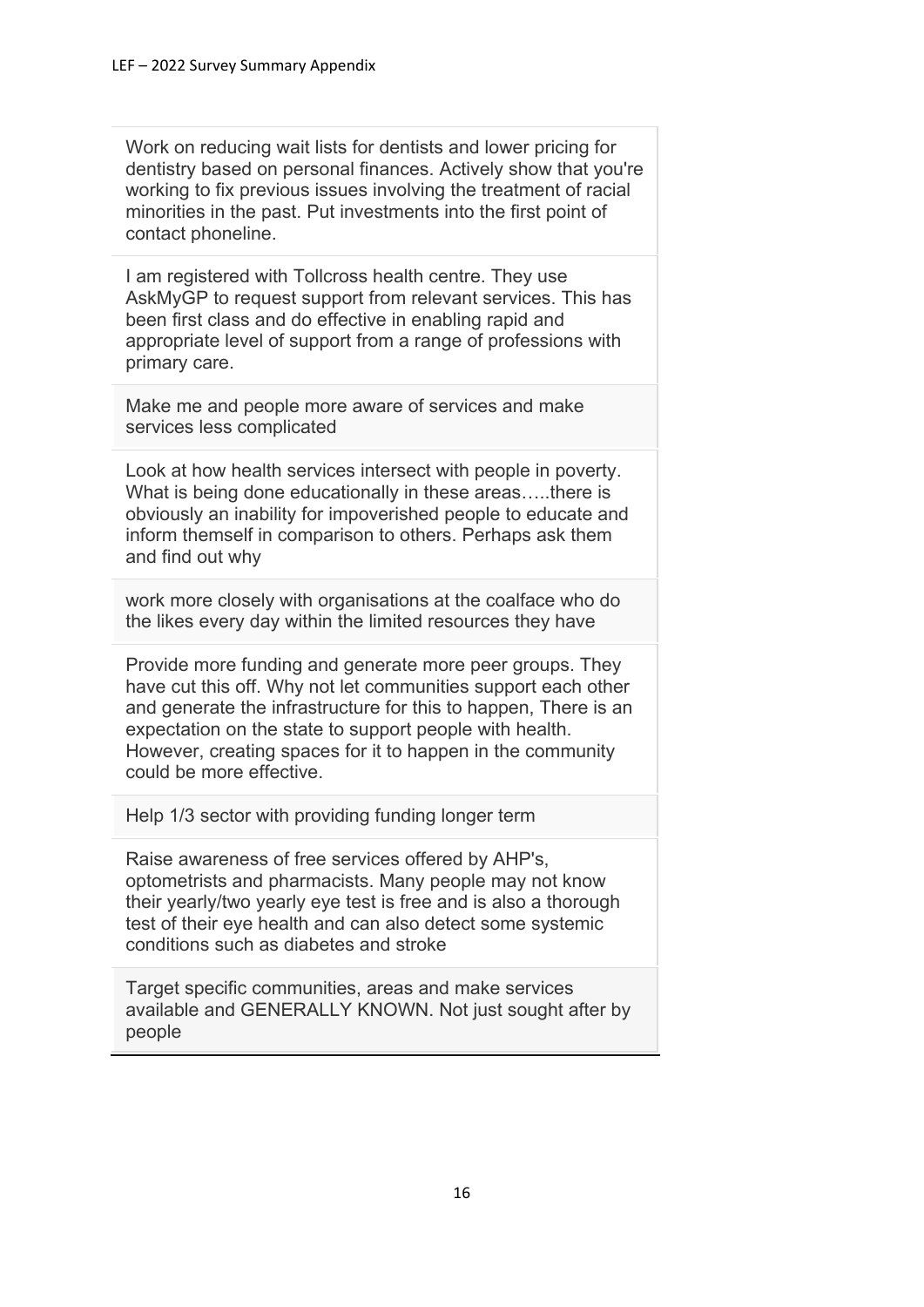Work on reducing wait lists for dentists and lower pricing for dentistry based on personal finances. Actively show that you're working to fix previous issues involving the treatment of racial minorities in the past. Put investments into the first point of contact phoneline.

I am registered with Tollcross health centre. They use AskMyGP to request support from relevant services. This has been first class and do effective in enabling rapid and appropriate level of support from a range of professions with primary care.

Make me and people more aware of services and make services less complicated

Look at how health services intersect with people in poverty. What is being done educationally in these areas…..there is obviously an inability for impoverished people to educate and inform themself in comparison to others. Perhaps ask them and find out why

work more closely with organisations at the coalface who do the likes every day within the limited resources they have

Provide more funding and generate more peer groups. They have cut this off. Why not let communities support each other and generate the infrastructure for this to happen, There is an expectation on the state to support people with health. However, creating spaces for it to happen in the community could be more effective.

Help 1/3 sector with providing funding longer term

Raise awareness of free services offered by AHP's, optometrists and pharmacists. Many people may not know their yearly/two yearly eye test is free and is also a thorough test of their eye health and can also detect some systemic conditions such as diabetes and stroke

Target specific communities, areas and make services available and GENERALLY KNOWN. Not just sought after by people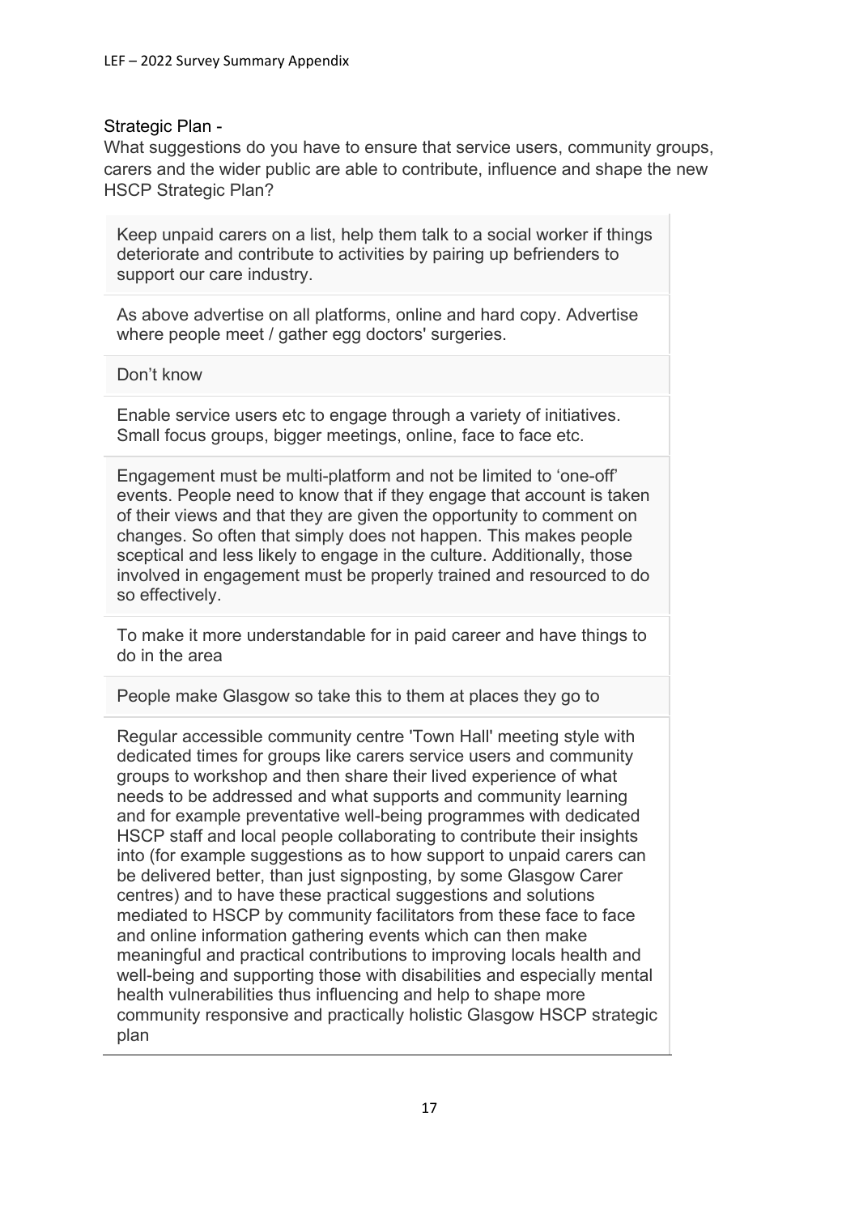## Strategic Plan -

What suggestions do you have to ensure that service users, community groups, carers and the wider public are able to contribute, influence and shape the new HSCP Strategic Plan?

| |
|---|
| Keep unpaid carers on a list, help them talk to a social worker if things deteriorate and contribute to activities by pairing up befrienders to support our care industry. |
| As above advertise on all platforms, online and hard copy. Advertise where people meet / gather egg doctors' surgeries. |
| Don't know |
| Enable service users etc to engage through a variety of initiatives. Small focus groups, bigger meetings, online, face to face etc. |
| Engagement must be multi-platform and not be limited to 'one-off' events. People need to know that if they engage that account is taken of their views and that they are given the opportunity to comment on changes. So often that simply does not happen. This makes people sceptical and less likely to engage in the culture. Additionally, those involved in engagement must be properly trained and resourced to do so effectively. |
| To make it more understandable for in paid career and have things to do in the area |
| People make Glasgow so take this to them at places they go to |
| Regular accessible community centre 'Town Hall' meeting style with dedicated times for groups like carers service users and community groups to workshop and then share their lived experience of what needs to be addressed and what supports and community learning and for example preventative well-being programmes with dedicated HSCP staff and local people collaborating to contribute their insights into (for example suggestions as to how support to unpaid carers can be delivered better, than just signposting, by some Glasgow Carer centres) and to have these practical suggestions and solutions mediated to HSCP by community facilitators from these face to face and online information gathering events which can then make meaningful and practical contributions to improving locals health and well-being and supporting those with disabilities and especially mental health vulnerabilities thus influencing and help to shape more community responsive and practically holistic Glasgow HSCP strategic plan |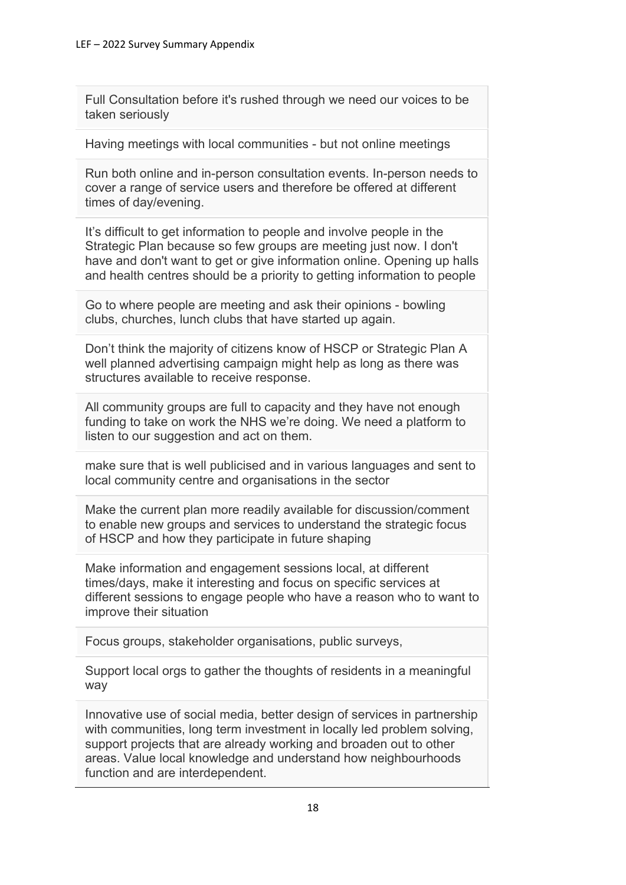| |
|---|
| Full Consultation before it's rushed through we need our voices to be taken seriously |
| Having meetings with local communities - but not online meetings |
| Run both online and in-person consultation events. In-person needs to cover a range of service users and therefore be offered at different times of day/evening. |
| It's difficult to get information to people and involve people in the Strategic Plan because so few groups are meeting just now. I don't have and don't want to get or give information online. Opening up halls and health centres should be a priority to getting information to people |
| Go to where people are meeting and ask their opinions - bowling clubs, churches, lunch clubs that have started up again. |
| Don't think the majority of citizens know of HSCP or Strategic Plan A well planned advertising campaign might help as long as there was structures available to receive response. |
| All community groups are full to capacity and they have not enough funding to take on work the NHS we're doing. We need a platform to listen to our suggestion and act on them. |
| make sure that is well publicised and in various languages and sent to local community centre and organisations in the sector |
| Make the current plan more readily available for discussion/comment to enable new groups and services to understand the strategic focus of HSCP and how they participate in future shaping |
| Make information and engagement sessions local, at different times/days, make it interesting and focus on specific services at different sessions to engage people who have a reason who to want to improve their situation |
| Focus groups, stakeholder organisations, public surveys, |
| Support local orgs to gather the thoughts of residents in a meaningful way |
| Innovative use of social media, better design of services in partnership with communities, long term investment in locally led problem solving, support projects that are already working and broaden out to other areas. Value local knowledge and understand how neighbourhoods function and are interdependent. |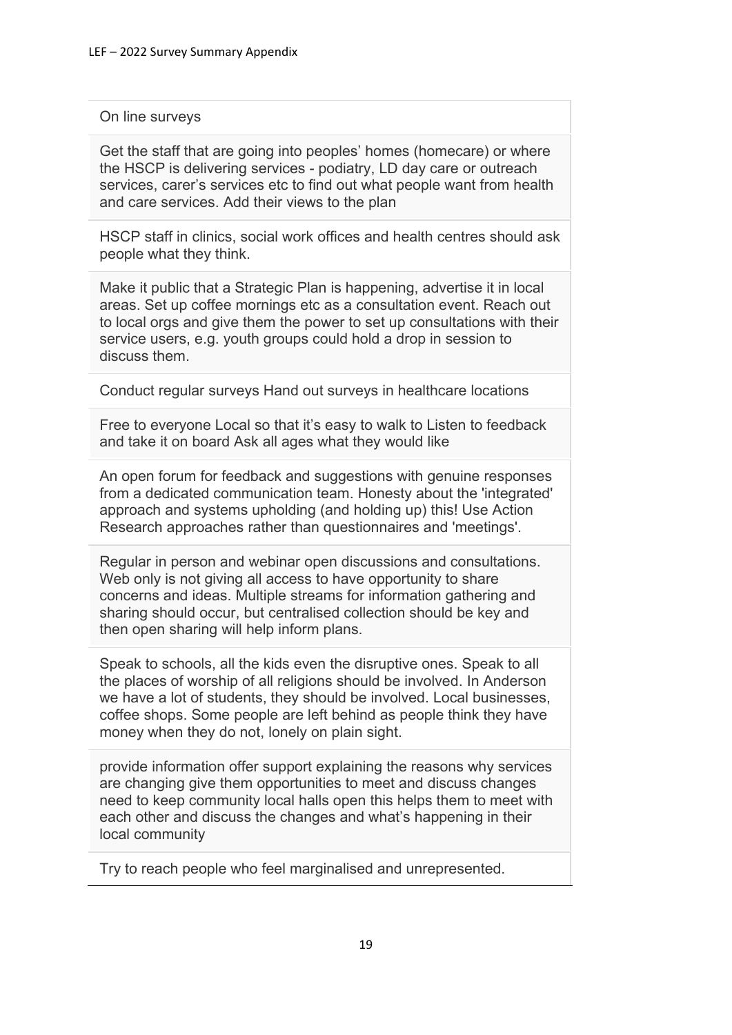On line surveys

Get the staff that are going into peoples' homes (homecare) or where the HSCP is delivering services - podiatry, LD day care or outreach services, carer's services etc to find out what people want from health and care services. Add their views to the plan

HSCP staff in clinics, social work offices and health centres should ask people what they think.

Make it public that a Strategic Plan is happening, advertise it in local areas. Set up coffee mornings etc as a consultation event. Reach out to local orgs and give them the power to set up consultations with their service users, e.g. youth groups could hold a drop in session to discuss them.

Conduct regular surveys Hand out surveys in healthcare locations

Free to everyone Local so that it's easy to walk to Listen to feedback and take it on board Ask all ages what they would like

An open forum for feedback and suggestions with genuine responses from a dedicated communication team. Honesty about the 'integrated' approach and systems upholding (and holding up) this! Use Action Research approaches rather than questionnaires and 'meetings'.

Regular in person and webinar open discussions and consultations. Web only is not giving all access to have opportunity to share concerns and ideas. Multiple streams for information gathering and sharing should occur, but centralised collection should be key and then open sharing will help inform plans.

Speak to schools, all the kids even the disruptive ones. Speak to all the places of worship of all religions should be involved. In Anderson we have a lot of students, they should be involved. Local businesses, coffee shops. Some people are left behind as people think they have money when they do not, lonely on plain sight.

provide information offer support explaining the reasons why services are changing give them opportunities to meet and discuss changes need to keep community local halls open this helps them to meet with each other and discuss the changes and what's happening in their local community

Try to reach people who feel marginalised and unrepresented.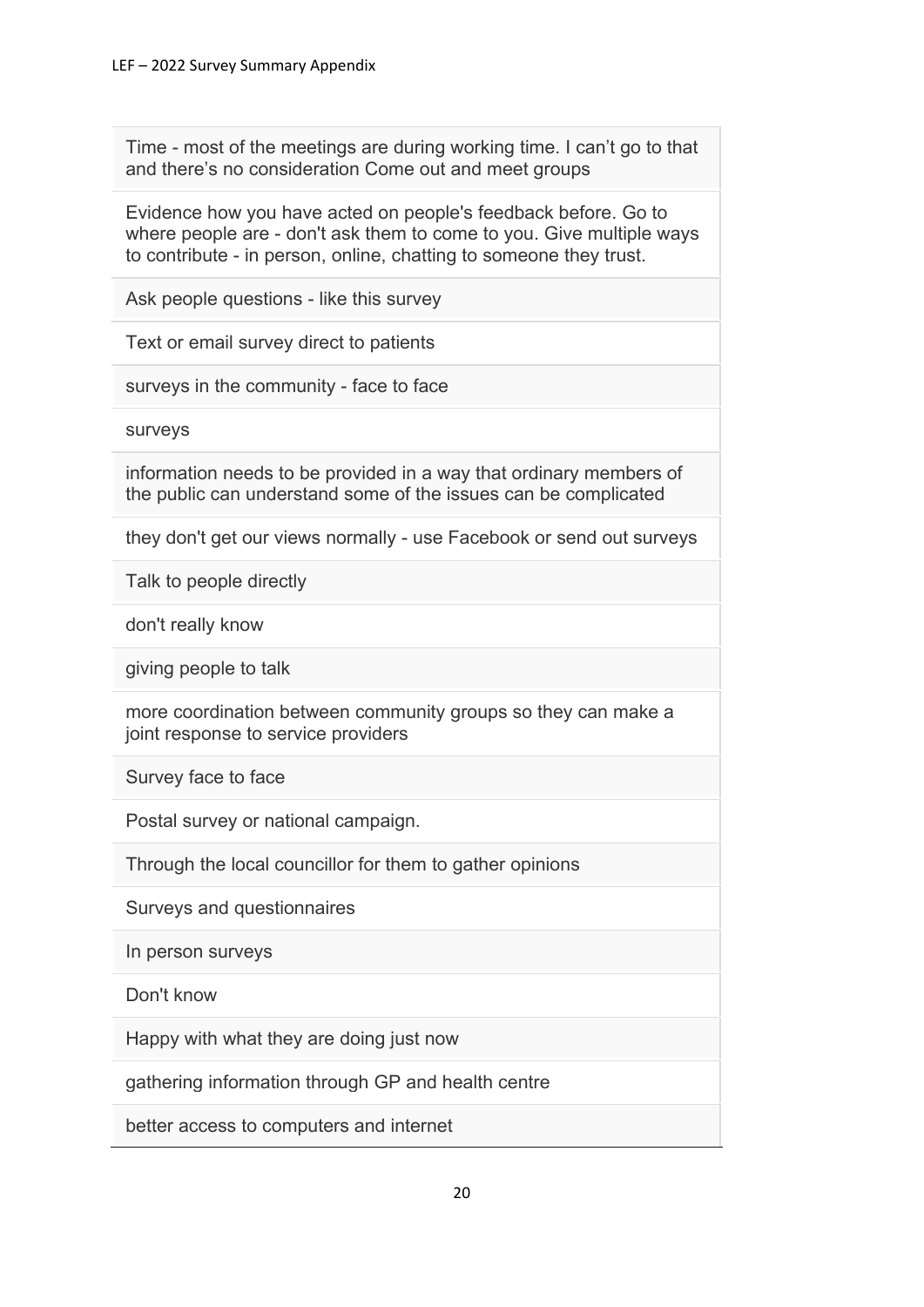| |
|---|
| Time - most of the meetings are during working time. I can't go to that and there's no consideration Come out and meet groups |
| Evidence how you have acted on people's feedback before. Go to where people are - don't ask them to come to you. Give multiple ways to contribute - in person, online, chatting to someone they trust. |
| Ask people questions - like this survey |
| Text or email survey direct to patients |
| surveys in the community - face to face |
| surveys |
| information needs to be provided in a way that ordinary members of the public can understand some of the issues can be complicated |
| they don't get our views normally - use Facebook or send out surveys |
| Talk to people directly |
| don't really know |
| giving people to talk |
| more coordination between community groups so they can make a joint response to service providers |
| Survey face to face |
| Postal survey or national campaign. |
| Through the local councillor for them to gather opinions |
| Surveys and questionnaires |
| In person surveys |
| Don't know |
| Happy with what they are doing just now |
| gathering information through GP and health centre |
| better access to computers and internet |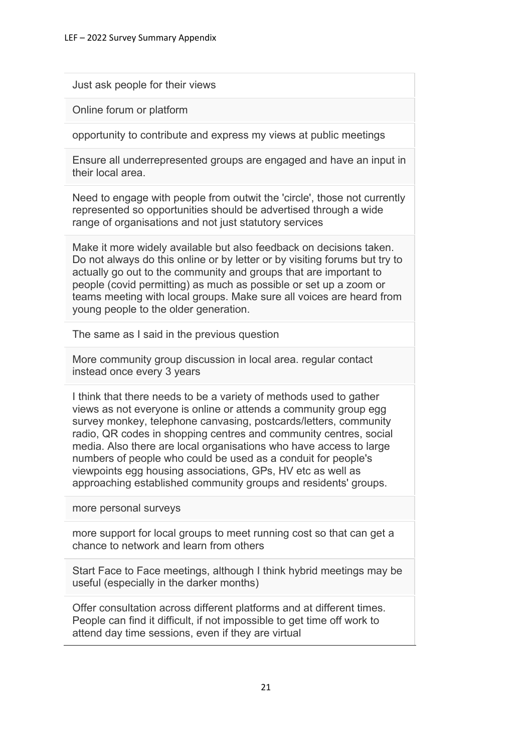| |
|---|
| Just ask people for their views |
| Online forum or platform |
| opportunity to contribute and express my views at public meetings |
| Ensure all underrepresented groups are engaged and have an input in their local area. |
| Need to engage with people from outwit the 'circle', those not currently represented so opportunities should be advertised through a wide range of organisations and not just statutory services |
| Make it more widely available but also feedback on decisions taken. Do not always do this online or by letter or by visiting forums but try to actually go out to the community and groups that are important to people (covid permitting) as much as possible or set up a zoom or teams meeting with local groups. Make sure all voices are heard from young people to the older generation. |
| The same as I said in the previous question |
| More community group discussion in local area. regular contact instead once every 3 years |
| I think that there needs to be a variety of methods used to gather views as not everyone is online or attends a community group egg survey monkey, telephone canvasing, postcards/letters, community radio, QR codes in shopping centres and community centres, social media. Also there are local organisations who have access to large numbers of people who could be used as a conduit for people's viewpoints egg housing associations, GPs, HV etc as well as approaching established community groups and residents' groups. |
| more personal surveys |
| more support for local groups to meet running cost so that can get a chance to network and learn from others |
| Start Face to Face meetings, although I think hybrid meetings may be useful (especially in the darker months) |
| Offer consultation across different platforms and at different times. People can find it difficult, if not impossible to get time off work to attend day time sessions, even if they are virtual |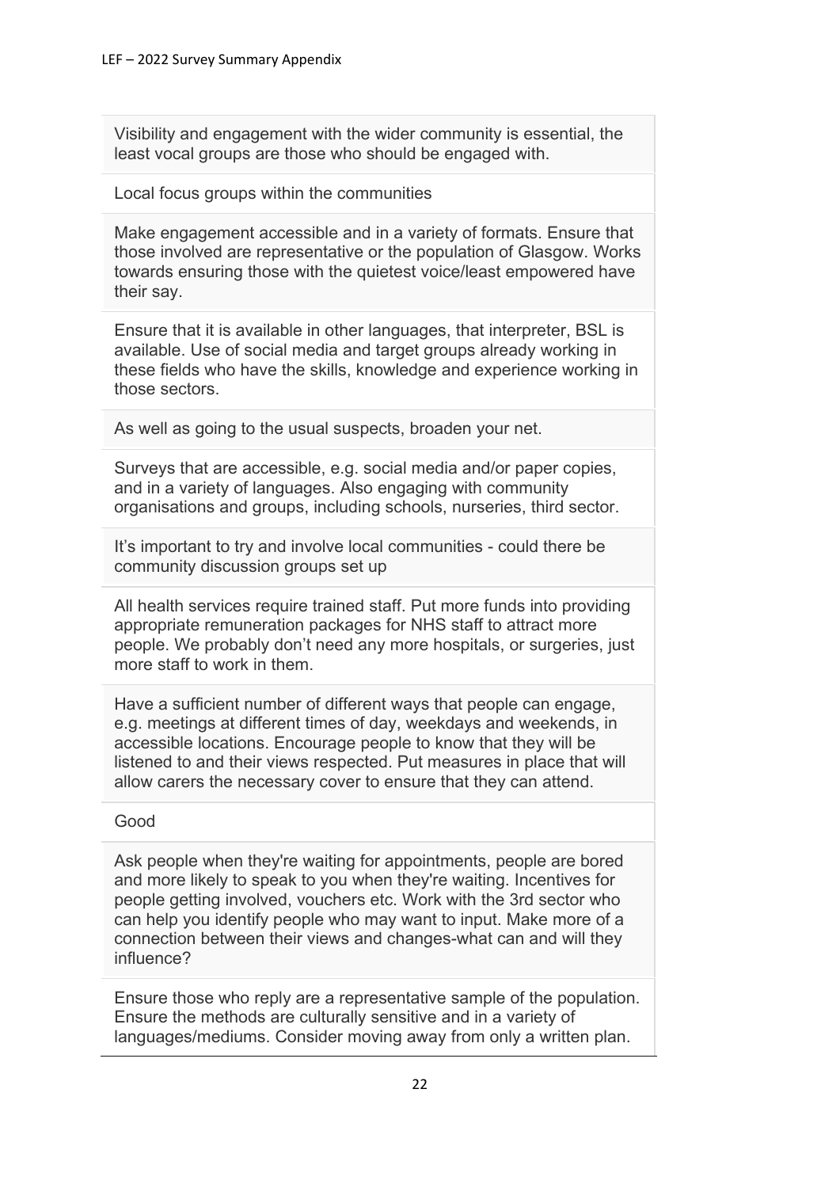Visibility and engagement with the wider community is essential, the least vocal groups are those who should be engaged with.

Local focus groups within the communities

Make engagement accessible and in a variety of formats. Ensure that those involved are representative or the population of Glasgow. Works towards ensuring those with the quietest voice/least empowered have their say.

Ensure that it is available in other languages, that interpreter, BSL is available. Use of social media and target groups already working in these fields who have the skills, knowledge and experience working in those sectors.

As well as going to the usual suspects, broaden your net.

Surveys that are accessible, e.g. social media and/or paper copies, and in a variety of languages. Also engaging with community organisations and groups, including schools, nurseries, third sector.

It's important to try and involve local communities - could there be community discussion groups set up

All health services require trained staff. Put more funds into providing appropriate remuneration packages for NHS staff to attract more people. We probably don't need any more hospitals, or surgeries, just more staff to work in them.

Have a sufficient number of different ways that people can engage, e.g. meetings at different times of day, weekdays and weekends, in accessible locations. Encourage people to know that they will be listened to and their views respected. Put measures in place that will allow carers the necessary cover to ensure that they can attend.

Good

Ask people when they're waiting for appointments, people are bored and more likely to speak to you when they're waiting. Incentives for people getting involved, vouchers etc. Work with the 3rd sector who can help you identify people who may want to input. Make more of a connection between their views and changes-what can and will they influence?

Ensure those who reply are a representative sample of the population. Ensure the methods are culturally sensitive and in a variety of languages/mediums. Consider moving away from only a written plan.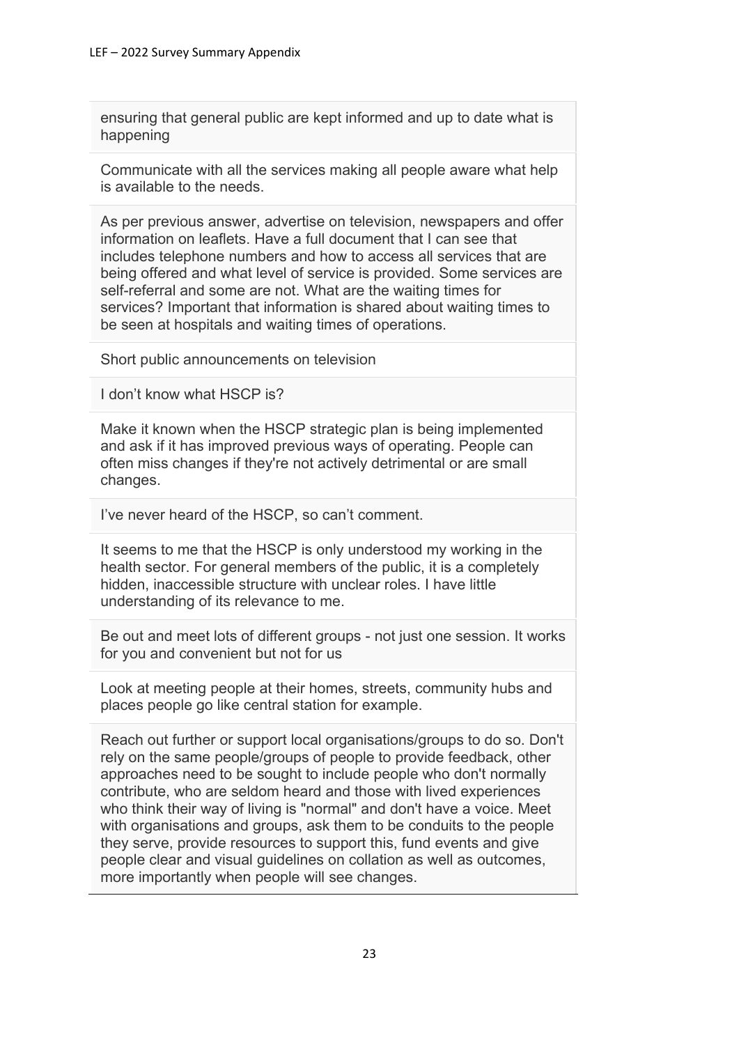ensuring that general public are kept informed and up to date what is happening

Communicate with all the services making all people aware what help is available to the needs.

As per previous answer, advertise on television, newspapers and offer information on leaflets. Have a full document that I can see that includes telephone numbers and how to access all services that are being offered and what level of service is provided. Some services are self-referral and some are not. What are the waiting times for services? Important that information is shared about waiting times to be seen at hospitals and waiting times of operations.

Short public announcements on television

I don't know what HSCP is?

Make it known when the HSCP strategic plan is being implemented and ask if it has improved previous ways of operating. People can often miss changes if they're not actively detrimental or are small changes.

I've never heard of the HSCP, so can't comment.

It seems to me that the HSCP is only understood my working in the health sector. For general members of the public, it is a completely hidden, inaccessible structure with unclear roles. I have little understanding of its relevance to me.

Be out and meet lots of different groups - not just one session. It works for you and convenient but not for us

Look at meeting people at their homes, streets, community hubs and places people go like central station for example.

Reach out further or support local organisations/groups to do so. Don't rely on the same people/groups of people to provide feedback, other approaches need to be sought to include people who don't normally contribute, who are seldom heard and those with lived experiences who think their way of living is "normal" and don't have a voice. Meet with organisations and groups, ask them to be conduits to the people they serve, provide resources to support this, fund events and give people clear and visual guidelines on collation as well as outcomes, more importantly when people will see changes.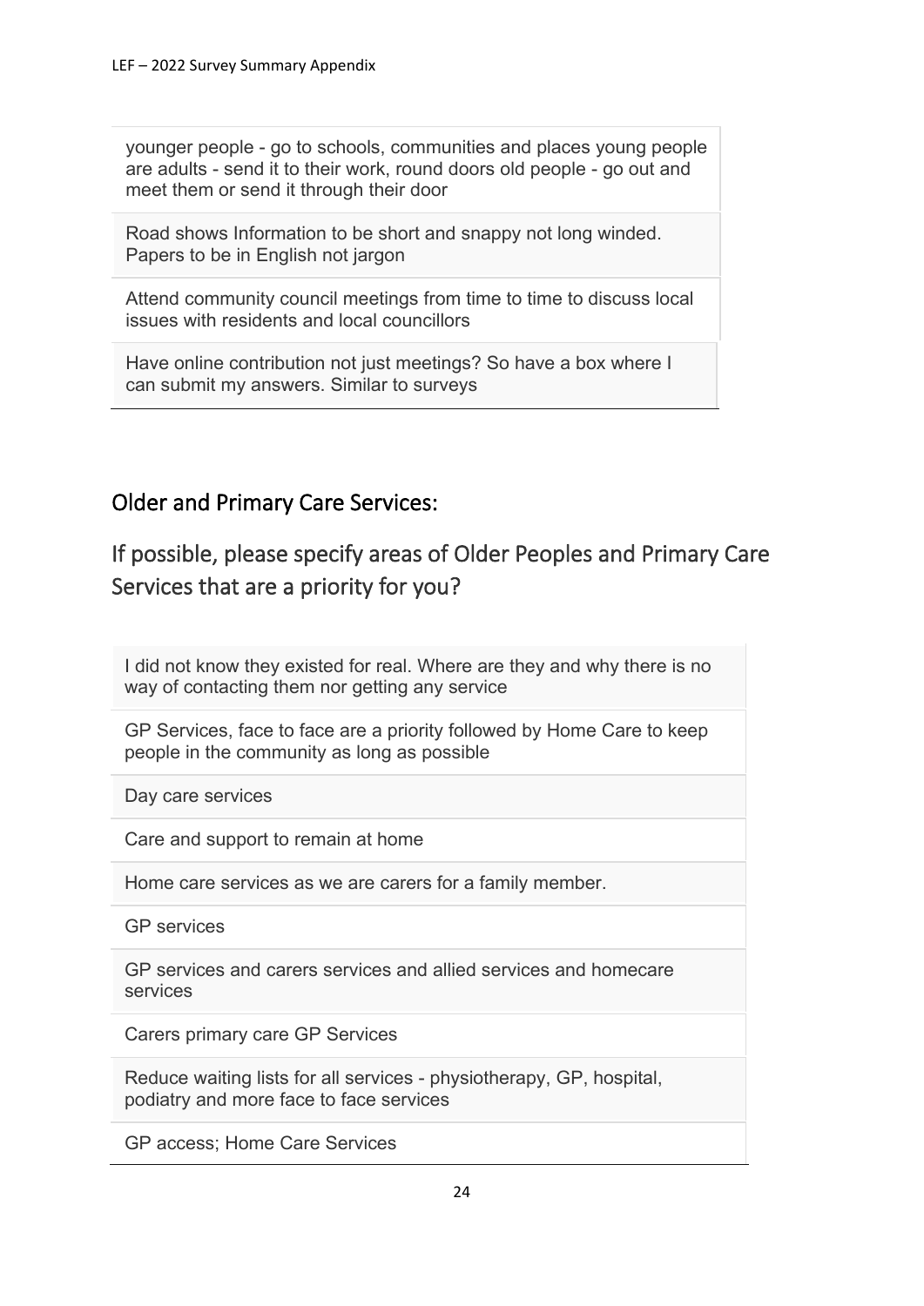younger people - go to schools, communities and places young people are adults - send it to their work, round doors old people - go out and meet them or send it through their door

Road shows Information to be short and snappy not long winded. Papers to be in English not jargon

Attend community council meetings from time to time to discuss local issues with residents and local councillors

Have online contribution not just meetings? So have a box where I can submit my answers. Similar to surveys

## Older and Primary Care Services:

## If possible, please specify areas of Older Peoples and Primary Care Services that are a priority for you?

I did not know they existed for real. Where are they and why there is no way of contacting them nor getting any service

GP Services, face to face are a priority followed by Home Care to keep people in the community as long as possible

Day care services

Care and support to remain at home

Home care services as we are carers for a family member.

GP services

GP services and carers services and allied services and homecare services

Carers primary care GP Services

Reduce waiting lists for all services - physiotherapy, GP, hospital, podiatry and more face to face services

GP access; Home Care Services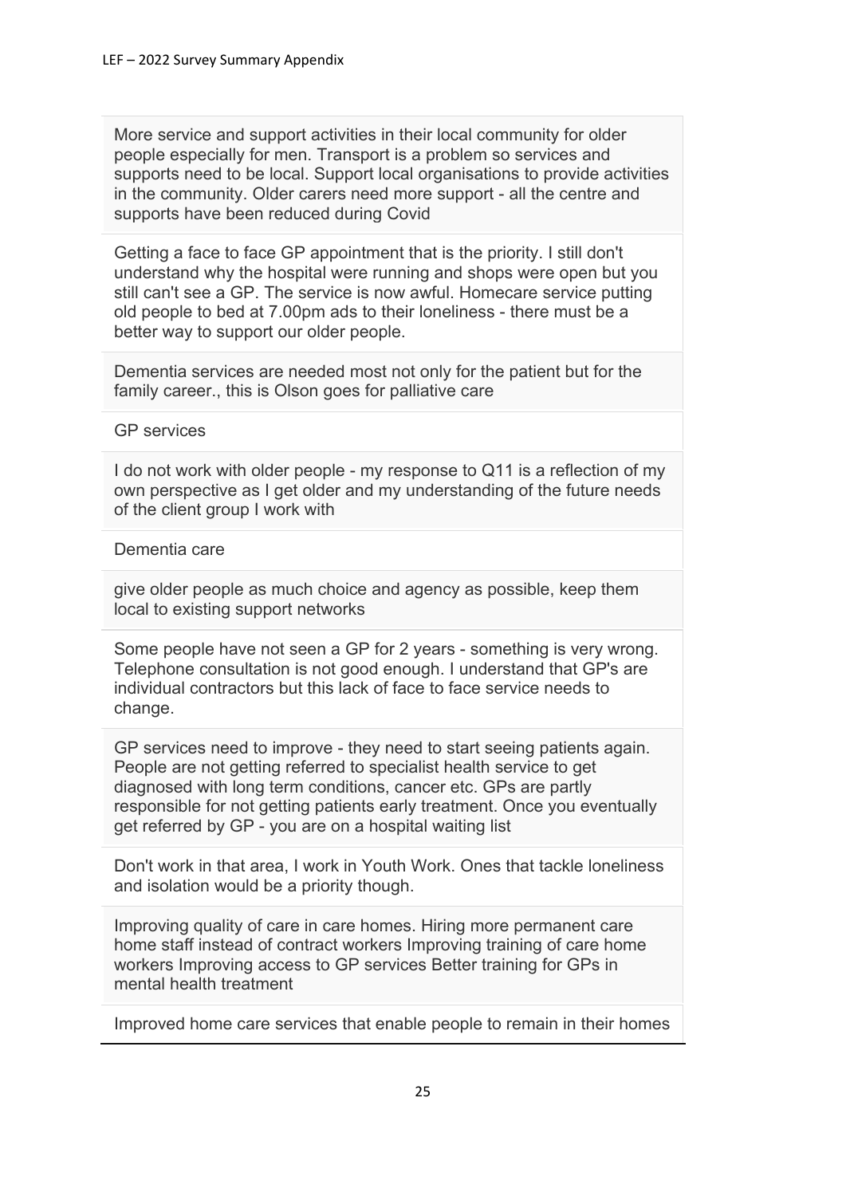More service and support activities in their local community for older people especially for men. Transport is a problem so services and supports need to be local. Support local organisations to provide activities in the community. Older carers need more support - all the centre and supports have been reduced during Covid

Getting a face to face GP appointment that is the priority. I still don't understand why the hospital were running and shops were open but you still can't see a GP. The service is now awful. Homecare service putting old people to bed at 7.00pm ads to their loneliness - there must be a better way to support our older people.

Dementia services are needed most not only for the patient but for the family career., this is Olson goes for palliative care

GP services

I do not work with older people - my response to Q11 is a reflection of my own perspective as I get older and my understanding of the future needs of the client group I work with

Dementia care

give older people as much choice and agency as possible, keep them local to existing support networks

Some people have not seen a GP for 2 years - something is very wrong. Telephone consultation is not good enough. I understand that GP's are individual contractors but this lack of face to face service needs to change.

GP services need to improve - they need to start seeing patients again. People are not getting referred to specialist health service to get diagnosed with long term conditions, cancer etc. GPs are partly responsible for not getting patients early treatment. Once you eventually get referred by GP - you are on a hospital waiting list

Don't work in that area, I work in Youth Work. Ones that tackle loneliness and isolation would be a priority though.

Improving quality of care in care homes. Hiring more permanent care home staff instead of contract workers Improving training of care home workers Improving access to GP services Better training for GPs in mental health treatment

Improved home care services that enable people to remain in their homes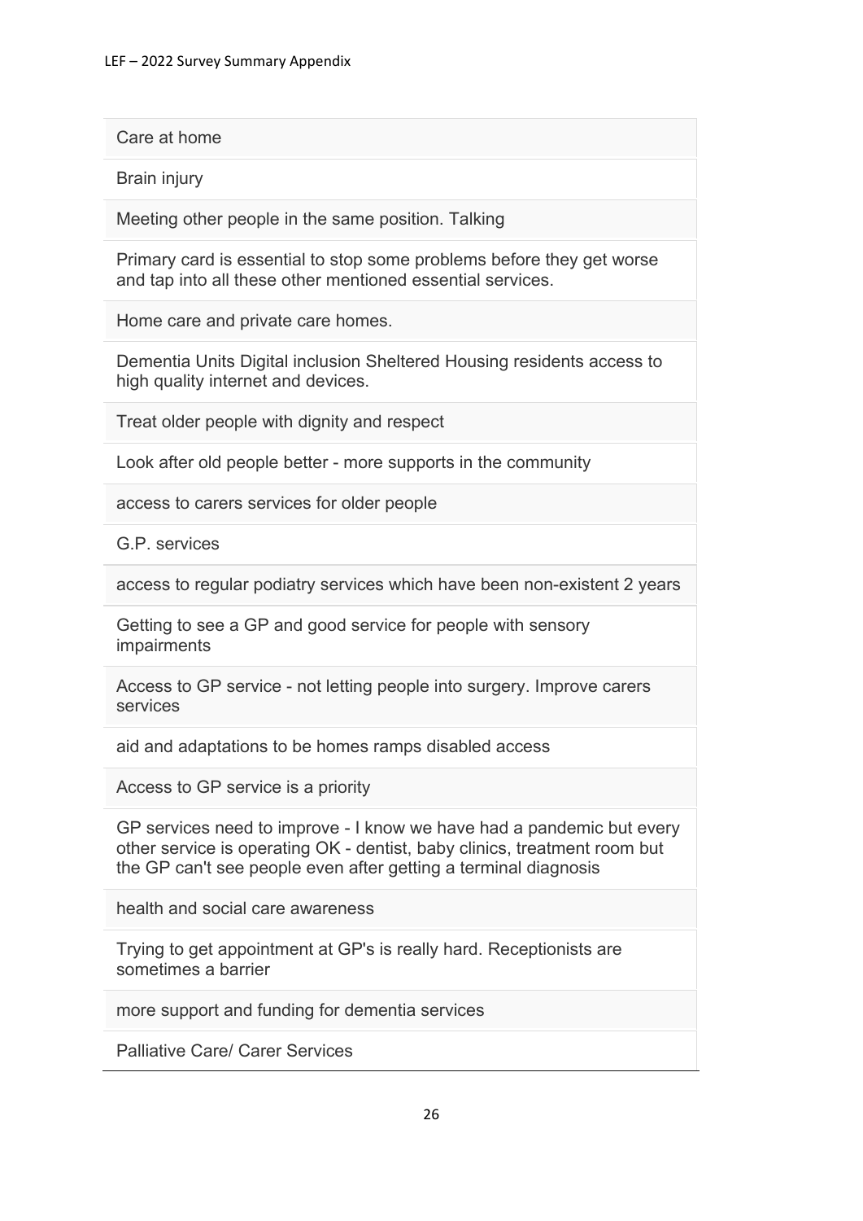| Care at home |
|---|
| Brain injury |
| Meeting other people in the same position. Talking |
| Primary card is essential to stop some problems before they get worse and tap into all these other mentioned essential services. |
| Home care and private care homes. |
| Dementia Units Digital inclusion Sheltered Housing residents access to high quality internet and devices. |
| Treat older people with dignity and respect |
| Look after old people better - more supports in the community |
| access to carers services for older people |
| G.P. services |
| access to regular podiatry services which have been non-existent 2 years |
| Getting to see a GP and good service for people with sensory impairments |
| Access to GP service - not letting people into surgery. Improve carers services |
| aid and adaptations to be homes ramps disabled access |
| Access to GP service is a priority |
| GP services need to improve - I know we have had a pandemic but every other service is operating OK - dentist, baby clinics, treatment room but the GP can't see people even after getting a terminal diagnosis |
| health and social care awareness |
| Trying to get appointment at GP's is really hard. Receptionists are sometimes a barrier |
| more support and funding for dementia services |
| Palliative Care/ Carer Services |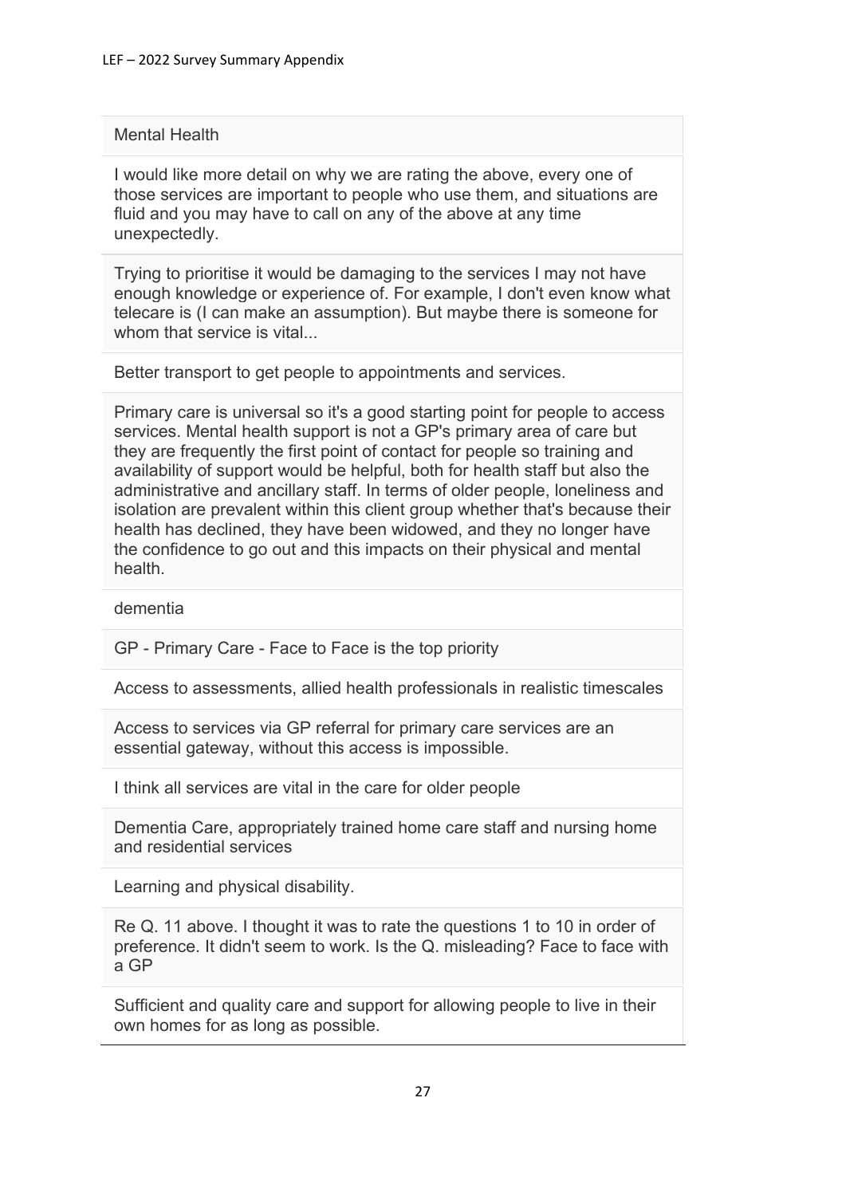Mental Health

I would like more detail on why we are rating the above, every one of those services are important to people who use them, and situations are fluid and you may have to call on any of the above at any time unexpectedly.

Trying to prioritise it would be damaging to the services I may not have enough knowledge or experience of. For example, I don't even know what telecare is (I can make an assumption). But maybe there is someone for whom that service is vital...

Better transport to get people to appointments and services.

Primary care is universal so it's a good starting point for people to access services. Mental health support is not a GP's primary area of care but they are frequently the first point of contact for people so training and availability of support would be helpful, both for health staff but also the administrative and ancillary staff. In terms of older people, loneliness and isolation are prevalent within this client group whether that's because their health has declined, they have been widowed, and they no longer have the confidence to go out and this impacts on their physical and mental health.

dementia

GP - Primary Care - Face to Face is the top priority

Access to assessments, allied health professionals in realistic timescales

Access to services via GP referral for primary care services are an essential gateway, without this access is impossible.

I think all services are vital in the care for older people

Dementia Care, appropriately trained home care staff and nursing home and residential services

Learning and physical disability.

Re Q. 11 above. I thought it was to rate the questions 1 to 10 in order of preference. It didn't seem to work. Is the Q. misleading? Face to face with a GP

Sufficient and quality care and support for allowing people to live in their own homes for as long as possible.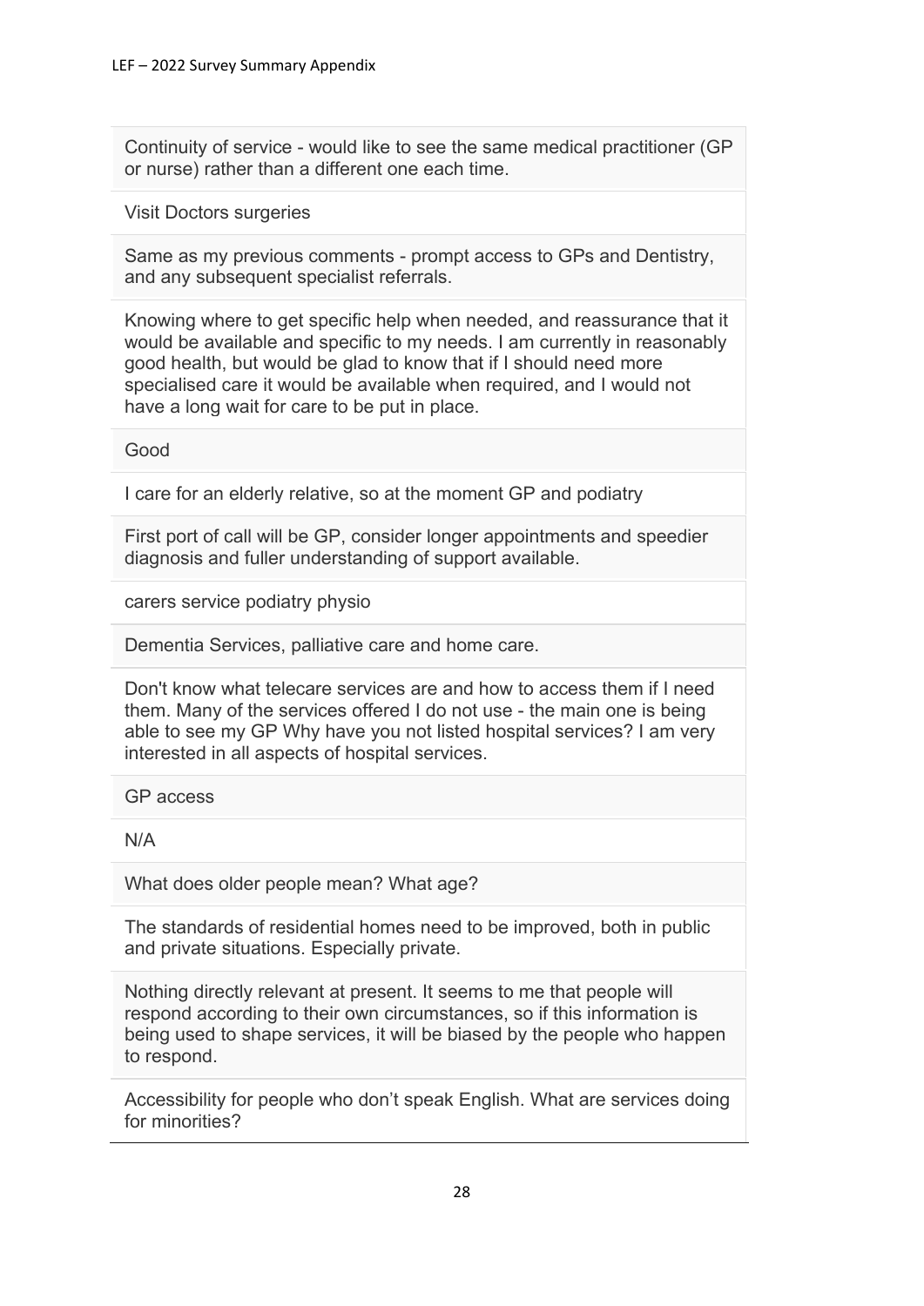Continuity of service - would like to see the same medical practitioner (GP or nurse) rather than a different one each time.

Visit Doctors surgeries

Same as my previous comments - prompt access to GPs and Dentistry, and any subsequent specialist referrals.

Knowing where to get specific help when needed, and reassurance that it would be available and specific to my needs. I am currently in reasonably good health, but would be glad to know that if I should need more specialised care it would be available when required, and I would not have a long wait for care to be put in place.

Good

I care for an elderly relative, so at the moment GP and podiatry

First port of call will be GP, consider longer appointments and speedier diagnosis and fuller understanding of support available.

carers service podiatry physio

Dementia Services, palliative care and home care.

Don't know what telecare services are and how to access them if I need them. Many of the services offered I do not use - the main one is being able to see my GP Why have you not listed hospital services? I am very interested in all aspects of hospital services.

GP access

N/A

What does older people mean? What age?

The standards of residential homes need to be improved, both in public and private situations. Especially private.

Nothing directly relevant at present. It seems to me that people will respond according to their own circumstances, so if this information is being used to shape services, it will be biased by the people who happen to respond.

Accessibility for people who don't speak English. What are services doing for minorities?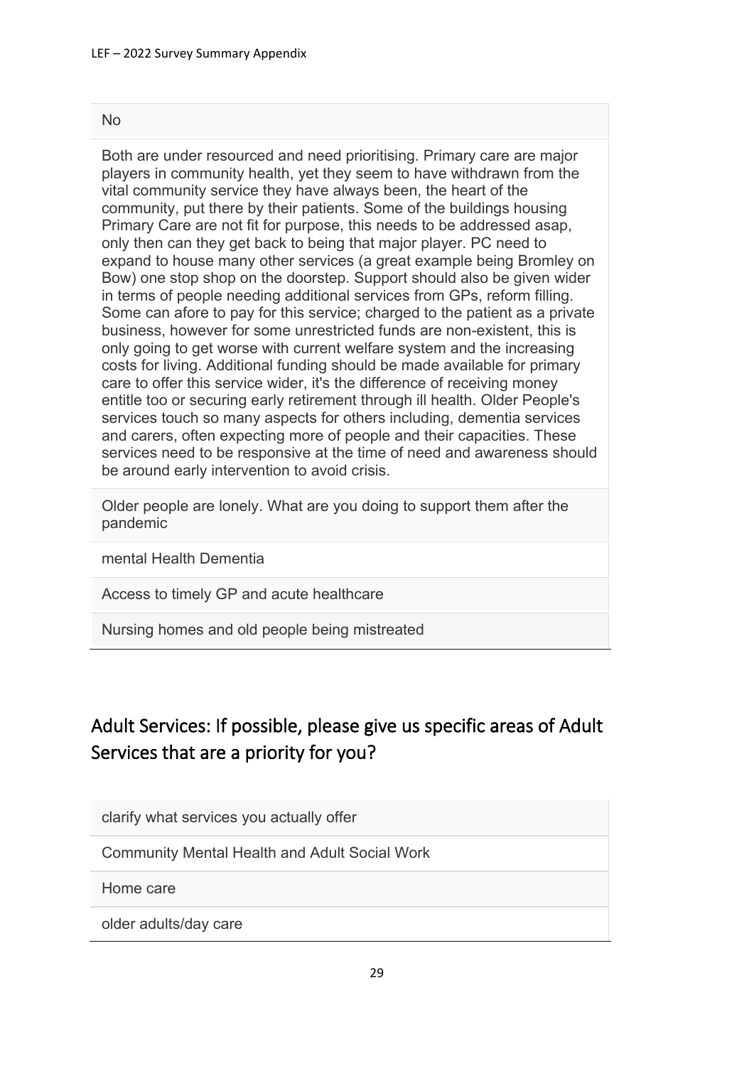| |
|---|
| No |
| Both are under resourced and need prioritising. Primary care are major players in community health, yet they seem to have withdrawn from the vital community service they have always been, the heart of the community, put there by their patients. Some of the buildings housing Primary Care are not fit for purpose, this needs to be addressed asap, only then can they get back to being that major player. PC need to expand to house many other services (a great example being Bromley on Bow) one stop shop on the doorstep. Support should also be given wider in terms of people needing additional services from GPs, reform filling. Some can afore to pay for this service; charged to the patient as a private business, however for some unrestricted funds are non-existent, this is only going to get worse with current welfare system and the increasing costs for living. Additional funding should be made available for primary care to offer this service wider, it's the difference of receiving money entitle too or securing early retirement through ill health. Older People's services touch so many aspects for others including, dementia services and carers, often expecting more of people and their capacities. These services need to be responsive at the time of need and awareness should be around early intervention to avoid crisis. |
| Older people are lonely. What are you doing to support them after the pandemic |
| mental Health Dementia |
| Access to timely GP and acute healthcare |
| Nursing homes and old people being mistreated |

## Adult Services: If possible, please give us specific areas of Adult Services that are a priority for you?

| |
|---|
| clarify what services you actually offer |
| Community Mental Health and Adult Social Work |
| Home care |
| older adults/day care |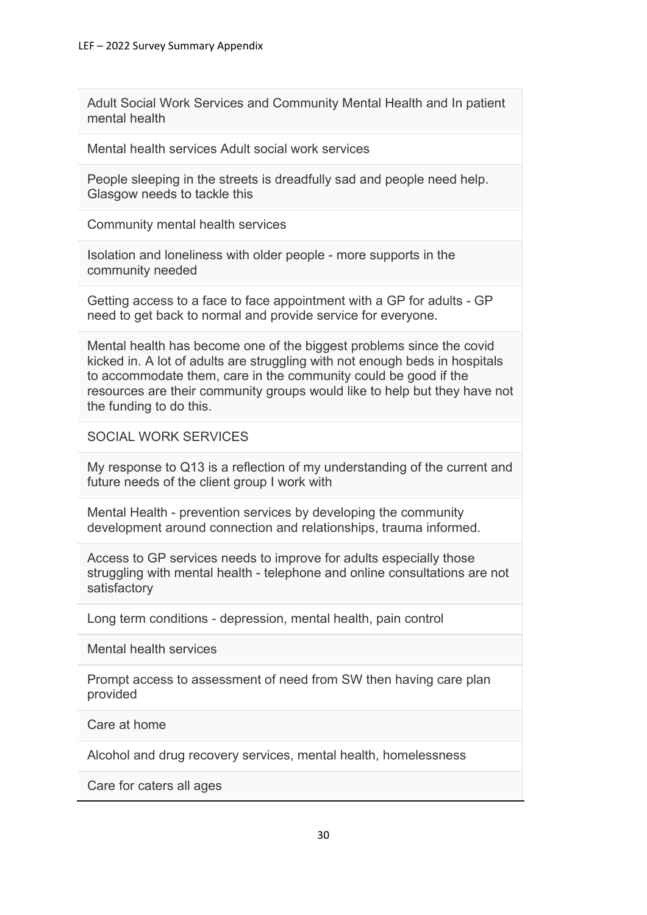| |
|---|
| Adult Social Work Services and Community Mental Health and In patient mental health |
| Mental health services Adult social work services |
| People sleeping in the streets is dreadfully sad and people need help. Glasgow needs to tackle this |
| Community mental health services |
| Isolation and loneliness with older people - more supports in the community needed |
| Getting access to a face to face appointment with a GP for adults - GP need to get back to normal and provide service for everyone. |
| Mental health has become one of the biggest problems since the covid kicked in. A lot of adults are struggling with not enough beds in hospitals to accommodate them, care in the community could be good if the resources are their community groups would like to help but they have not the funding to do this. |
| SOCIAL WORK SERVICES |
| My response to Q13 is a reflection of my understanding of the current and future needs of the client group I work with |
| Mental Health - prevention services by developing the community development around connection and relationships, trauma informed. |
| Access to GP services needs to improve for adults especially those struggling with mental health - telephone and online consultations are not satisfactory |
| Long term conditions - depression, mental health, pain control |
| Mental health services |
| Prompt access to assessment of need from SW then having care plan provided |
| Care at home |
| Alcohol and drug recovery services, mental health, homelessness |
| Care for caters all ages |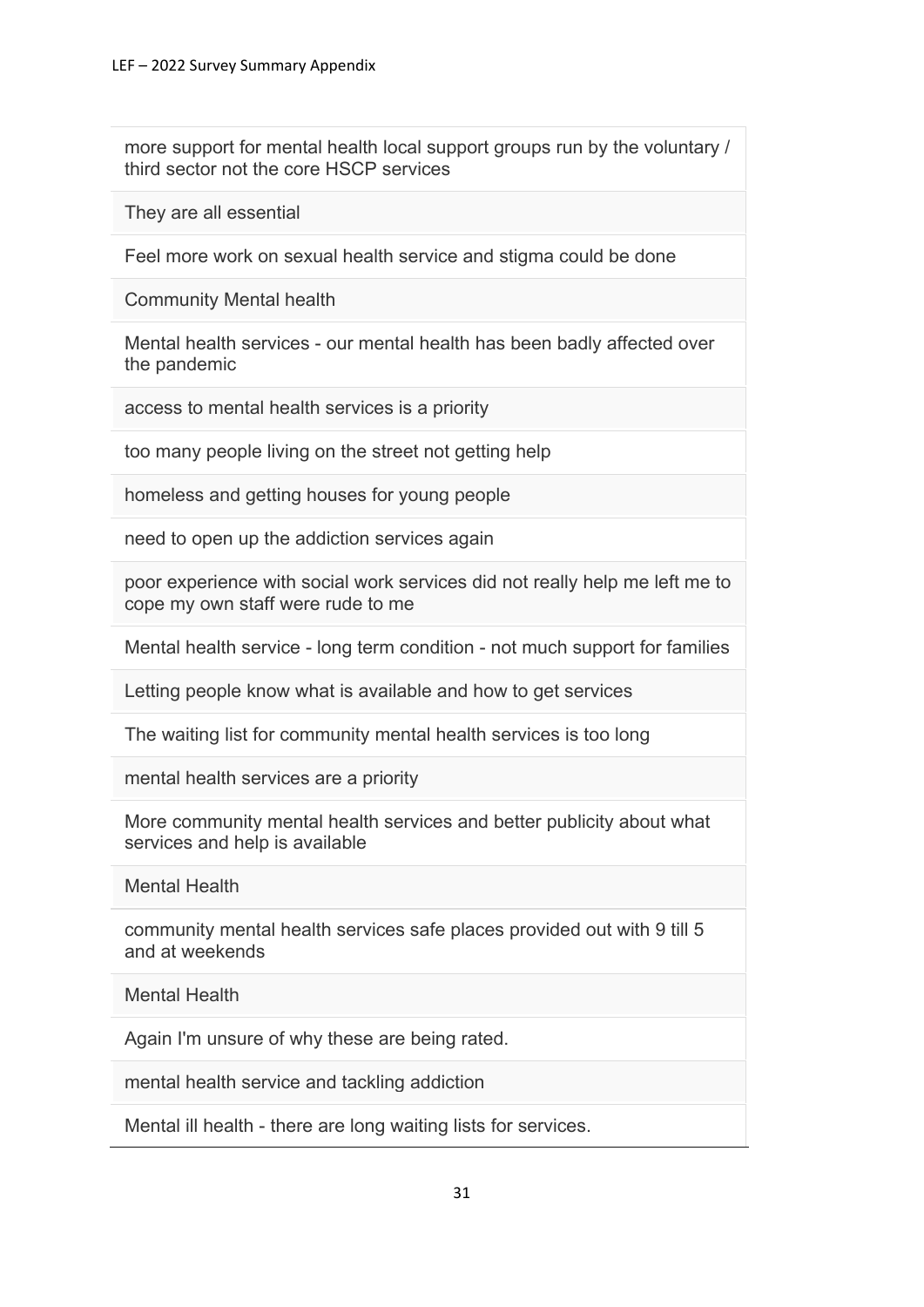| |
|---|
| more support for mental health local support groups run by the voluntary / third sector not the core HSCP services |
| They are all essential |
| Feel more work on sexual health service and stigma could be done |
| Community Mental health |
| Mental health services - our mental health has been badly affected over the pandemic |
| access to mental health services is a priority |
| too many people living on the street not getting help |
| homeless and getting houses for young people |
| need to open up the addiction services again |
| poor experience with social work services did not really help me left me to cope my own staff were rude to me |
| Mental health service - long term condition - not much support for families |
| Letting people know what is available and how to get services |
| The waiting list for community mental health services is too long |
| mental health services are a priority |
| More community mental health services and better publicity about what services and help is available |
| Mental Health |
| community mental health services safe places provided out with 9 till 5 and at weekends |
| Mental Health |
| Again I'm unsure of why these are being rated. |
| mental health service and tackling addiction |
| Mental ill health - there are long waiting lists for services. |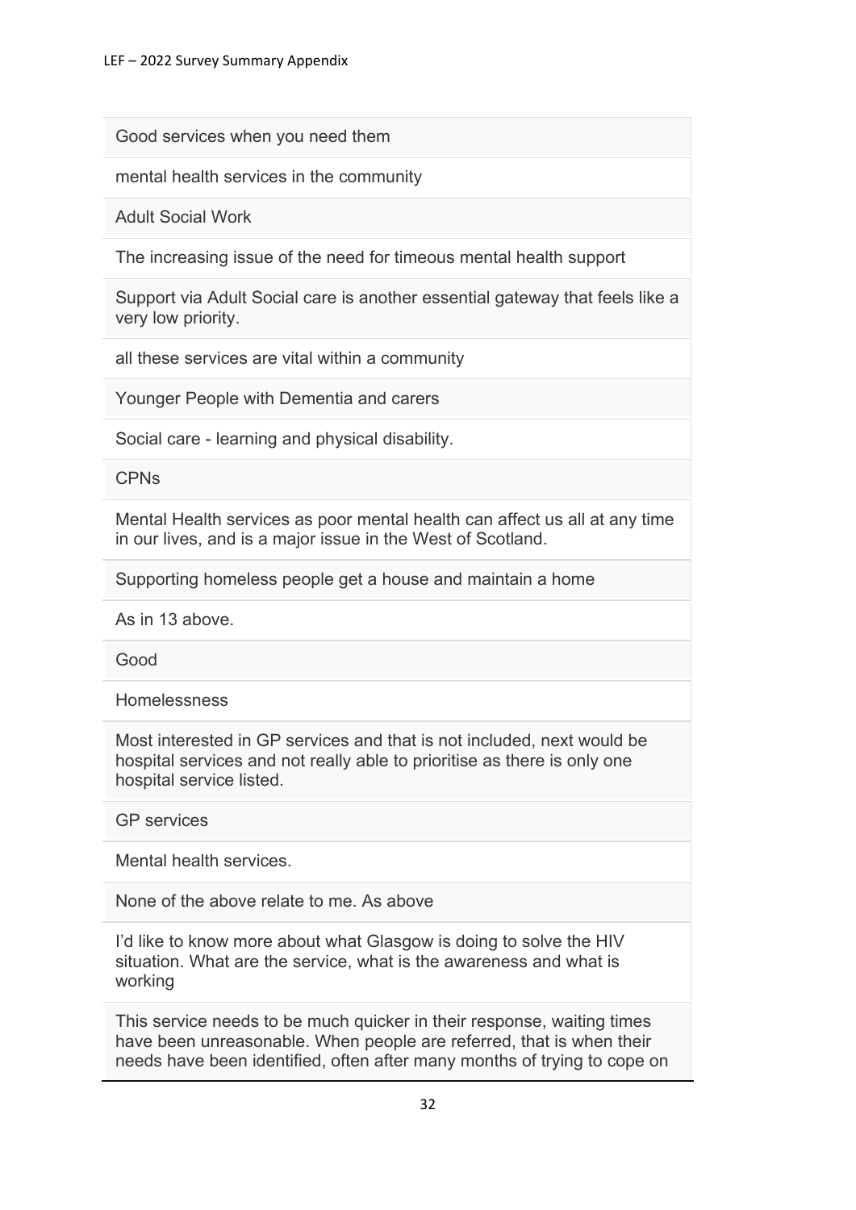Good services when you need them

mental health services in the community

Adult Social Work

The increasing issue of the need for timeous mental health support

Support via Adult Social care is another essential gateway that feels like a very low priority.

all these services are vital within a community

Younger People with Dementia and carers

Social care - learning and physical disability.

CPNs

Mental Health services as poor mental health can affect us all at any time in our lives, and is a major issue in the West of Scotland.

Supporting homeless people get a house and maintain a home

As in 13 above.

Good

Homelessness

Most interested in GP services and that is not included, next would be hospital services and not really able to prioritise as there is only one hospital service listed.

GP services

Mental health services.

None of the above relate to me. As above

I'd like to know more about what Glasgow is doing to solve the HIV situation. What are the service, what is the awareness and what is working

This service needs to be much quicker in their response, waiting times have been unreasonable. When people are referred, that is when their needs have been identified, often after many months of trying to cope on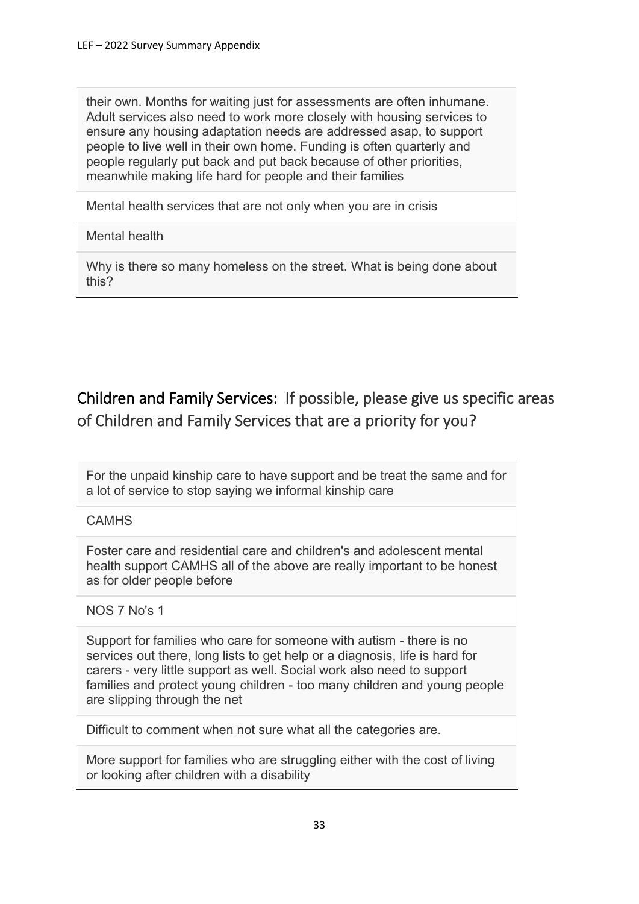their own. Months for waiting just for assessments are often inhumane. Adult services also need to work more closely with housing services to ensure any housing adaptation needs are addressed asap, to support people to live well in their own home. Funding is often quarterly and people regularly put back and put back because of other priorities, meanwhile making life hard for people and their families

Mental health services that are not only when you are in crisis

Mental health

Why is there so many homeless on the street. What is being done about this?

## Children and Family Services: If possible, please give us specific areas of Children and Family Services that are a priority for you?

For the unpaid kinship care to have support and be treat the same and for a lot of service to stop saying we informal kinship care

CAMHS

Foster care and residential care and children's and adolescent mental health support CAMHS all of the above are really important to be honest as for older people before

NOS 7 No's 1

Support for families who care for someone with autism - there is no services out there, long lists to get help or a diagnosis, life is hard for carers - very little support as well. Social work also need to support families and protect young children - too many children and young people are slipping through the net

Difficult to comment when not sure what all the categories are.

More support for families who are struggling either with the cost of living or looking after children with a disability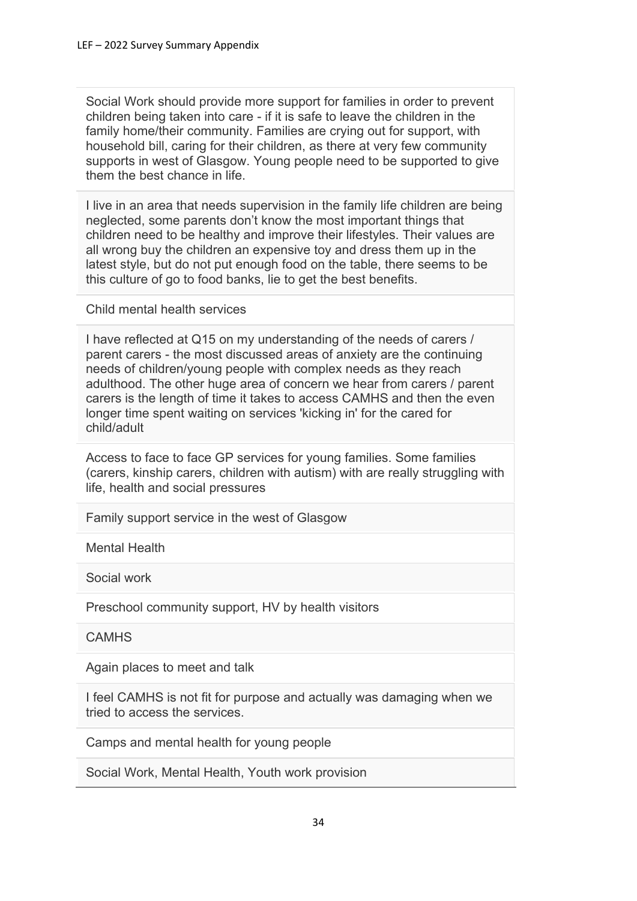Social Work should provide more support for families in order to prevent children being taken into care - if it is safe to leave the children in the family home/their community. Families are crying out for support, with household bill, caring for their children, as there at very few community supports in west of Glasgow. Young people need to be supported to give them the best chance in life.

I live in an area that needs supervision in the family life children are being neglected, some parents don't know the most important things that children need to be healthy and improve their lifestyles. Their values are all wrong buy the children an expensive toy and dress them up in the latest style, but do not put enough food on the table, there seems to be this culture of go to food banks, lie to get the best benefits.

Child mental health services

I have reflected at Q15 on my understanding of the needs of carers / parent carers - the most discussed areas of anxiety are the continuing needs of children/young people with complex needs as they reach adulthood. The other huge area of concern we hear from carers / parent carers is the length of time it takes to access CAMHS and then the even longer time spent waiting on services 'kicking in' for the cared for child/adult

Access to face to face GP services for young families. Some families (carers, kinship carers, children with autism) with are really struggling with life, health and social pressures

Family support service in the west of Glasgow

Mental Health

Social work

Preschool community support, HV by health visitors

CAMHS

Again places to meet and talk

I feel CAMHS is not fit for purpose and actually was damaging when we tried to access the services.

Camps and mental health for young people

Social Work, Mental Health, Youth work provision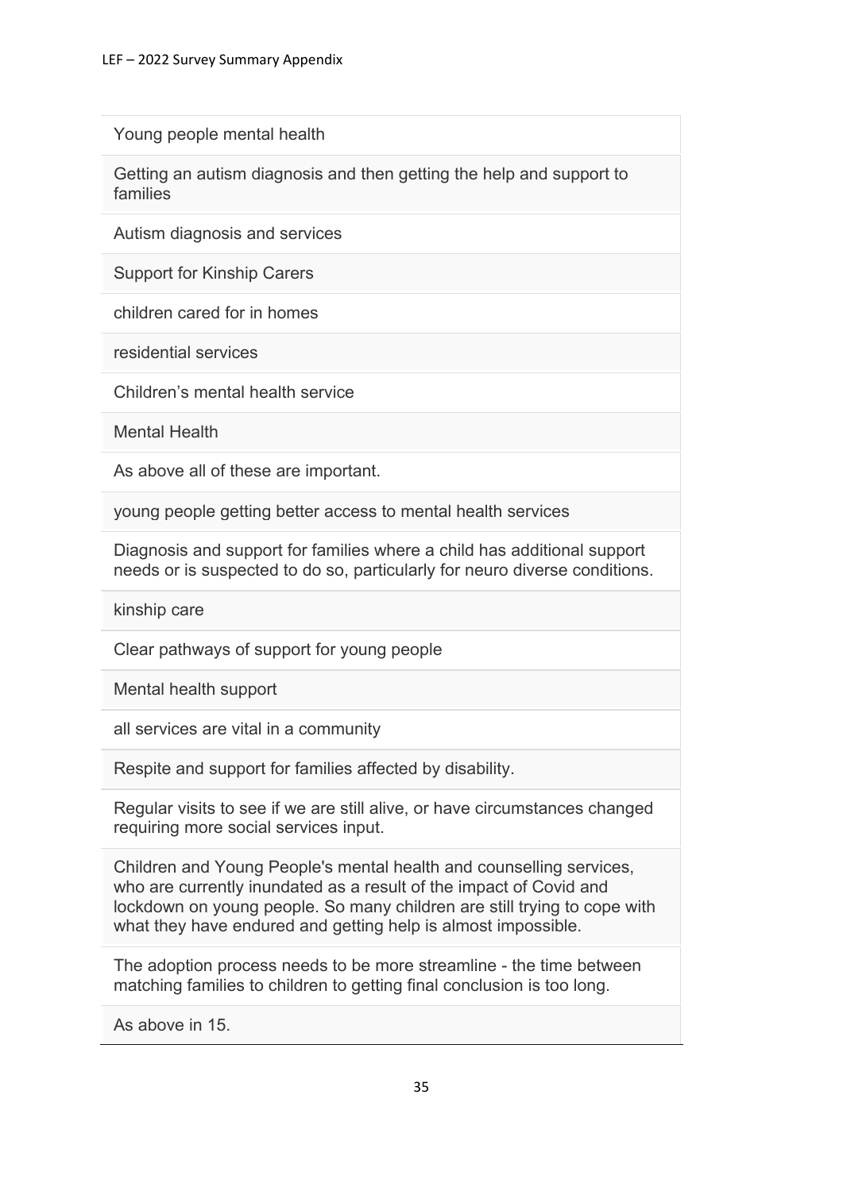| |
|---|
| Young people mental health |
| Getting an autism diagnosis and then getting the help and support to families |
| Autism diagnosis and services |
| Support for Kinship Carers |
| children cared for in homes |
| residential services |
| Children’s mental health service |
| Mental Health |
| As above all of these are important. |
| young people getting better access to mental health services |
| Diagnosis and support for families where a child has additional support needs or is suspected to do so, particularly for neuro diverse conditions. |
| kinship care |
| Clear pathways of support for young people |
| Mental health support |
| all services are vital in a community |
| Respite and support for families affected by disability. |
| Regular visits to see if we are still alive, or have circumstances changed requiring more social services input. |
| Children and Young People's mental health and counselling services, who are currently inundated as a result of the impact of Covid and lockdown on young people. So many children are still trying to cope with what they have endured and getting help is almost impossible. |
| The adoption process needs to be more streamline - the time between matching families to children to getting final conclusion is too long. |
| As above in 15. |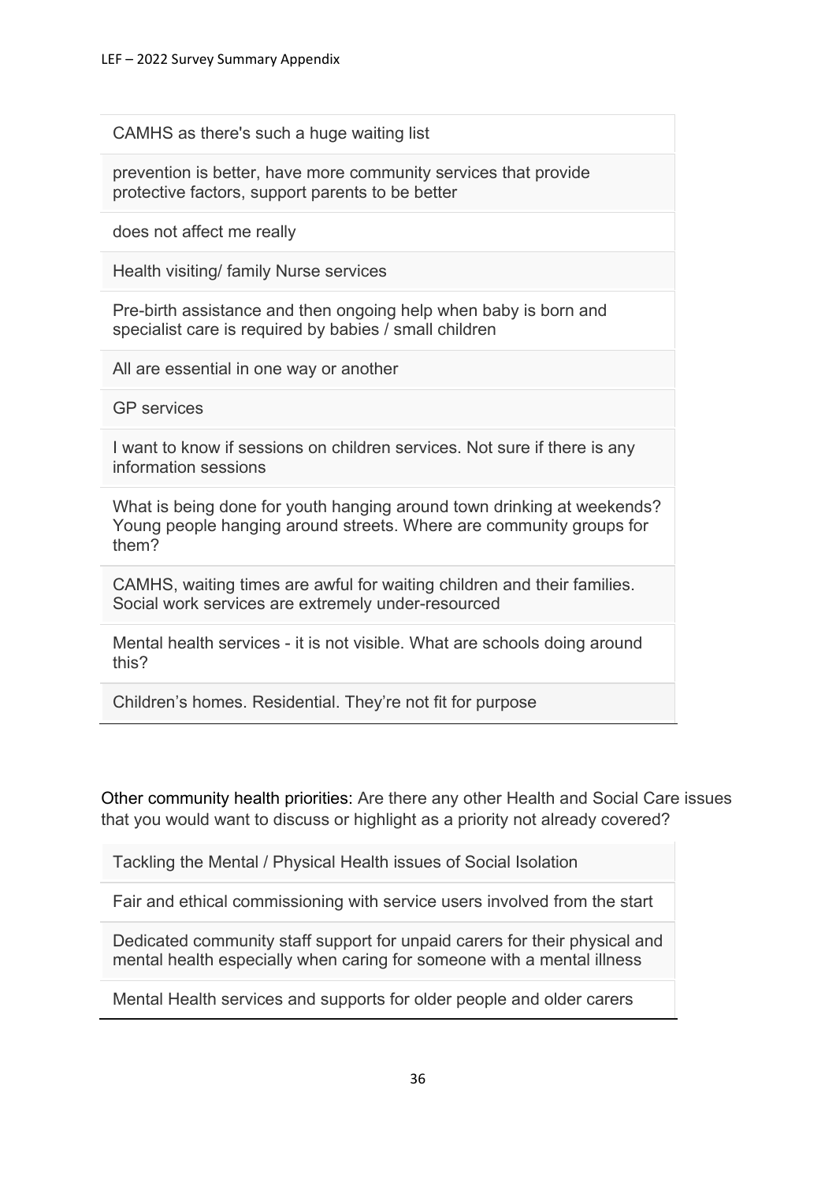| CAMHS as there's such a huge waiting list |
|---|
| prevention is better, have more community services that provide protective factors, support parents to be better |
| does not affect me really |
| Health visiting/ family Nurse services |
| Pre-birth assistance and then ongoing help when baby is born and specialist care is required by babies / small children |
| All are essential in one way or another |
| GP services |
| I want to know if sessions on children services. Not sure if there is any information sessions |
| What is being done for youth hanging around town drinking at weekends? Young people hanging around streets. Where are community groups for them? |
| CAMHS, waiting times are awful for waiting children and their families. Social work services are extremely under-resourced |
| Mental health services - it is not visible. What are schools doing around this? |
| Children's homes. Residential. They're not fit for purpose |

Other community health priorities: Are there any other Health and Social Care issues that you would want to discuss or highlight as a priority not already covered?

| Tackling the Mental / Physical Health issues of Social Isolation |
|---|
| Fair and ethical commissioning with service users involved from the start |
| Dedicated community staff support for unpaid carers for their physical and mental health especially when caring for someone with a mental illness |
| Mental Health services and supports for older people and older carers |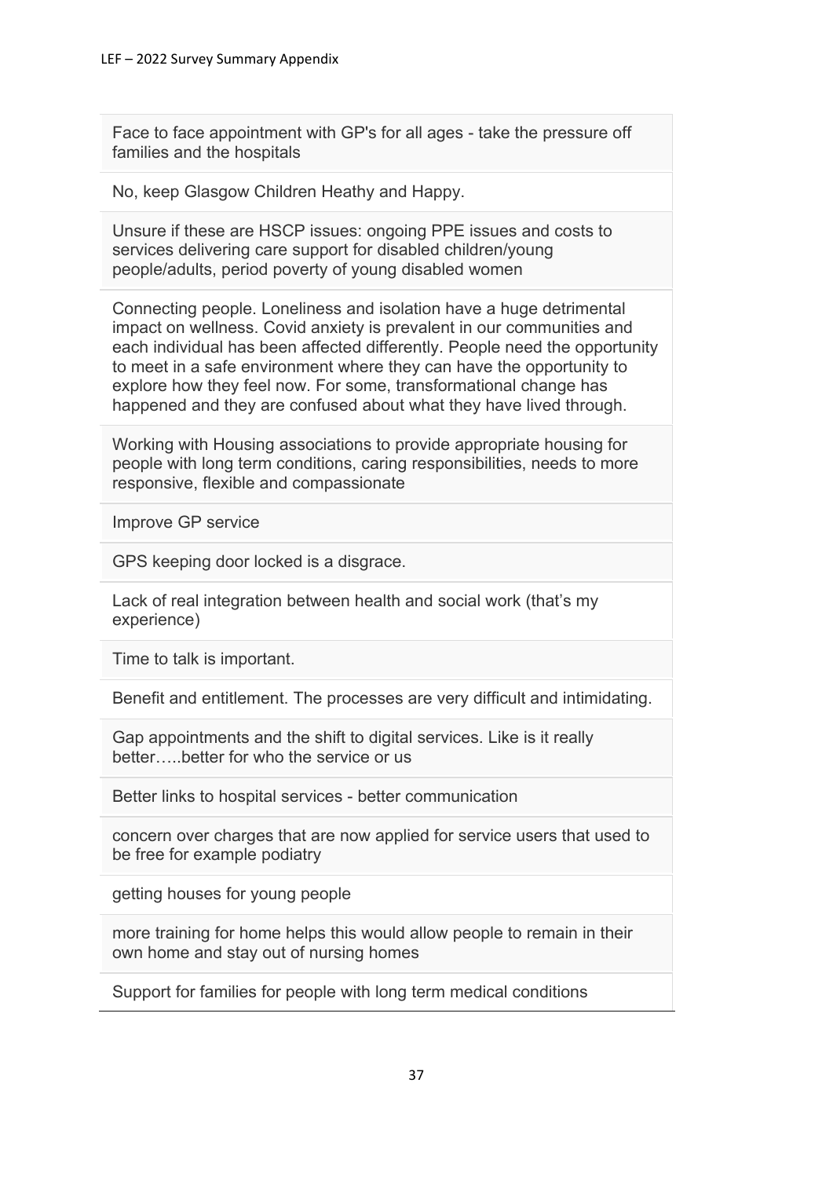| Face to face appointment with GP's for all ages - take the pressure off families and the hospitals |
|---|
| No, keep Glasgow Children Heathy and Happy. |
| Unsure if these are HSCP issues: ongoing PPE issues and costs to services delivering care support for disabled children/young people/adults, period poverty of young disabled women |
| Connecting people. Loneliness and isolation have a huge detrimental impact on wellness. Covid anxiety is prevalent in our communities and each individual has been affected differently. People need the opportunity to meet in a safe environment where they can have the opportunity to explore how they feel now. For some, transformational change has happened and they are confused about what they have lived through. |
| Working with Housing associations to provide appropriate housing for people with long term conditions, caring responsibilities, needs to more responsive, flexible and compassionate |
| Improve GP service |
| GPS keeping door locked is a disgrace. |
| Lack of real integration between health and social work (that's my experience) |
| Time to talk is important. |
| Benefit and entitlement. The processes are very difficult and intimidating. |
| Gap appointments and the shift to digital services. Like is it really better…..better for who the service or us |
| Better links to hospital services - better communication |
| concern over charges that are now applied for service users that used to be free for example podiatry |
| getting houses for young people |
| more training for home helps this would allow people to remain in their own home and stay out of nursing homes |
| Support for families for people with long term medical conditions |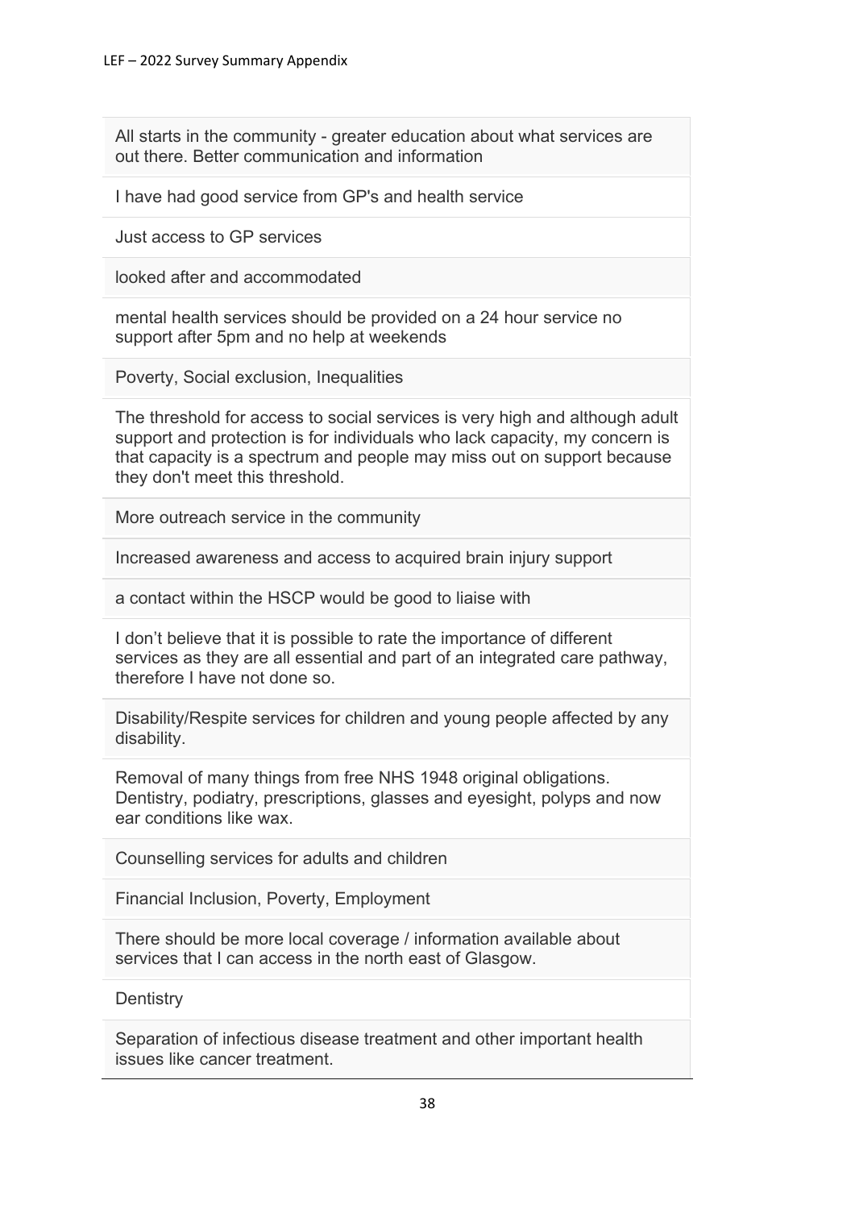All starts in the community - greater education about what services are out there. Better communication and information

I have had good service from GP's and health service

Just access to GP services

looked after and accommodated

mental health services should be provided on a 24 hour service no support after 5pm and no help at weekends

Poverty, Social exclusion, Inequalities

The threshold for access to social services is very high and although adult support and protection is for individuals who lack capacity, my concern is that capacity is a spectrum and people may miss out on support because they don't meet this threshold.

More outreach service in the community

Increased awareness and access to acquired brain injury support

a contact within the HSCP would be good to liaise with

I don't believe that it is possible to rate the importance of different services as they are all essential and part of an integrated care pathway, therefore I have not done so.

Disability/Respite services for children and young people affected by any disability.

Removal of many things from free NHS 1948 original obligations. Dentistry, podiatry, prescriptions, glasses and eyesight, polyps and now ear conditions like wax.

Counselling services for adults and children

Financial Inclusion, Poverty, Employment

There should be more local coverage / information available about services that I can access in the north east of Glasgow.

Dentistry

Separation of infectious disease treatment and other important health issues like cancer treatment.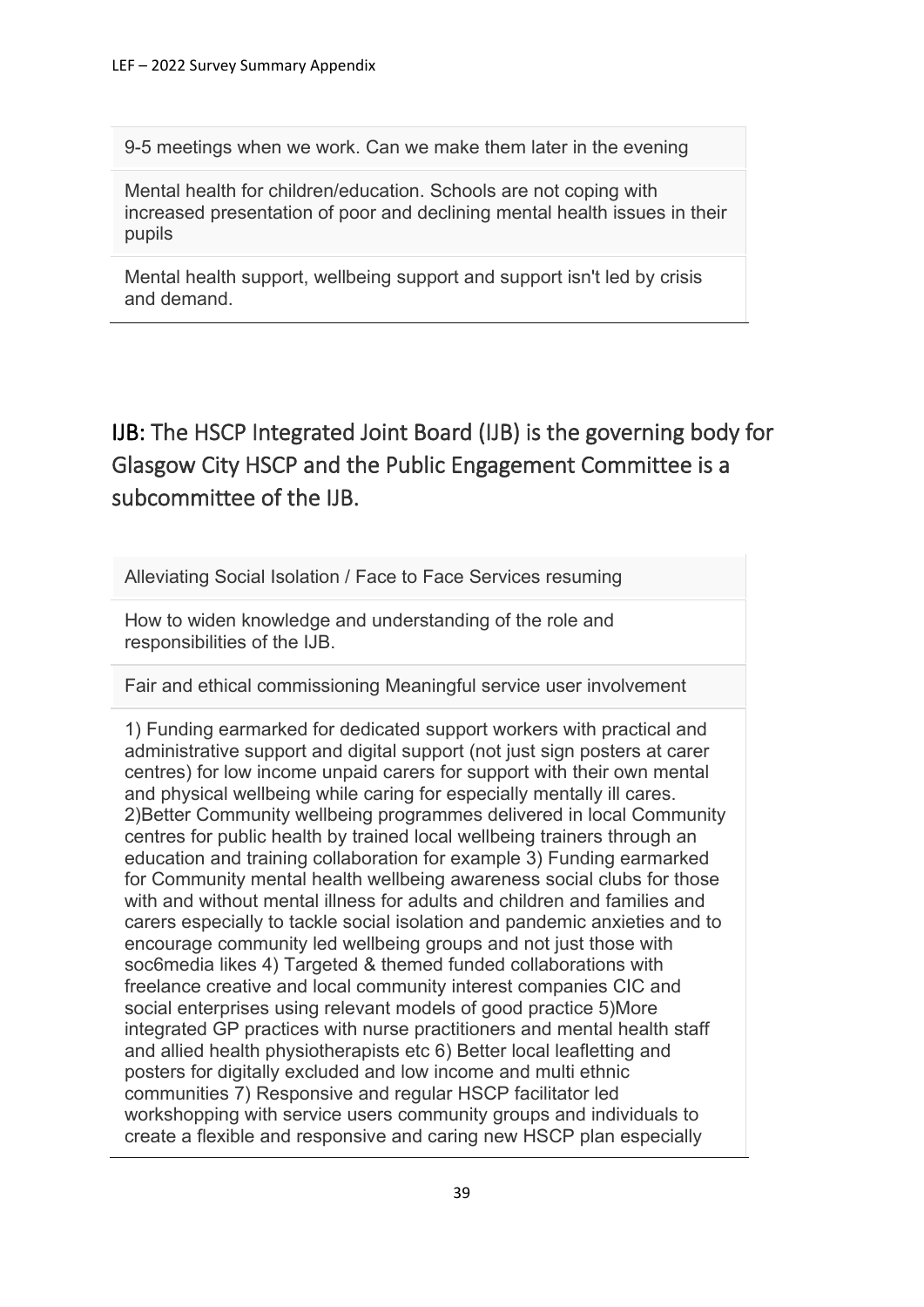| |
|---|
| 9-5 meetings when we work. Can we make them later in the evening |
| Mental health for children/education. Schools are not coping with increased presentation of poor and declining mental health issues in their pupils |
| Mental health support, wellbeing support and support isn't led by crisis and demand. |

## IJB: The HSCP Integrated Joint Board (IJB) is the governing body for Glasgow City HSCP and the Public Engagement Committee is a subcommittee of the IJB.

| |
|---|
| Alleviating Social Isolation / Face to Face Services resuming |
| How to widen knowledge and understanding of the role and responsibilities of the IJB. |
| Fair and ethical commissioning Meaningful service user involvement |
| 1) Funding earmarked for dedicated support workers with practical and administrative support and digital support (not just sign posters at carer centres) for low income unpaid carers for support with their own mental and physical wellbeing while caring for especially mentally ill cares. 2)Better Community wellbeing programmes delivered in local Community centres for public health by trained local wellbeing trainers through an education and training collaboration for example 3) Funding earmarked for Community mental health wellbeing awareness social clubs for those with and without mental illness for adults and children and families and carers especially to tackle social isolation and pandemic anxieties and to encourage community led wellbeing groups and not just those with soc6media likes 4) Targeted & themed funded collaborations with freelance creative and local community interest companies CIC and social enterprises using relevant models of good practice 5)More integrated GP practices with nurse practitioners and mental health staff and allied health physiotherapists etc 6) Better local leafletting and posters for digitally excluded and low income and multi ethnic communities 7) Responsive and regular HSCP facilitator led workshopping with service users community groups and individuals to create a flexible and responsive and caring new HSCP plan especially |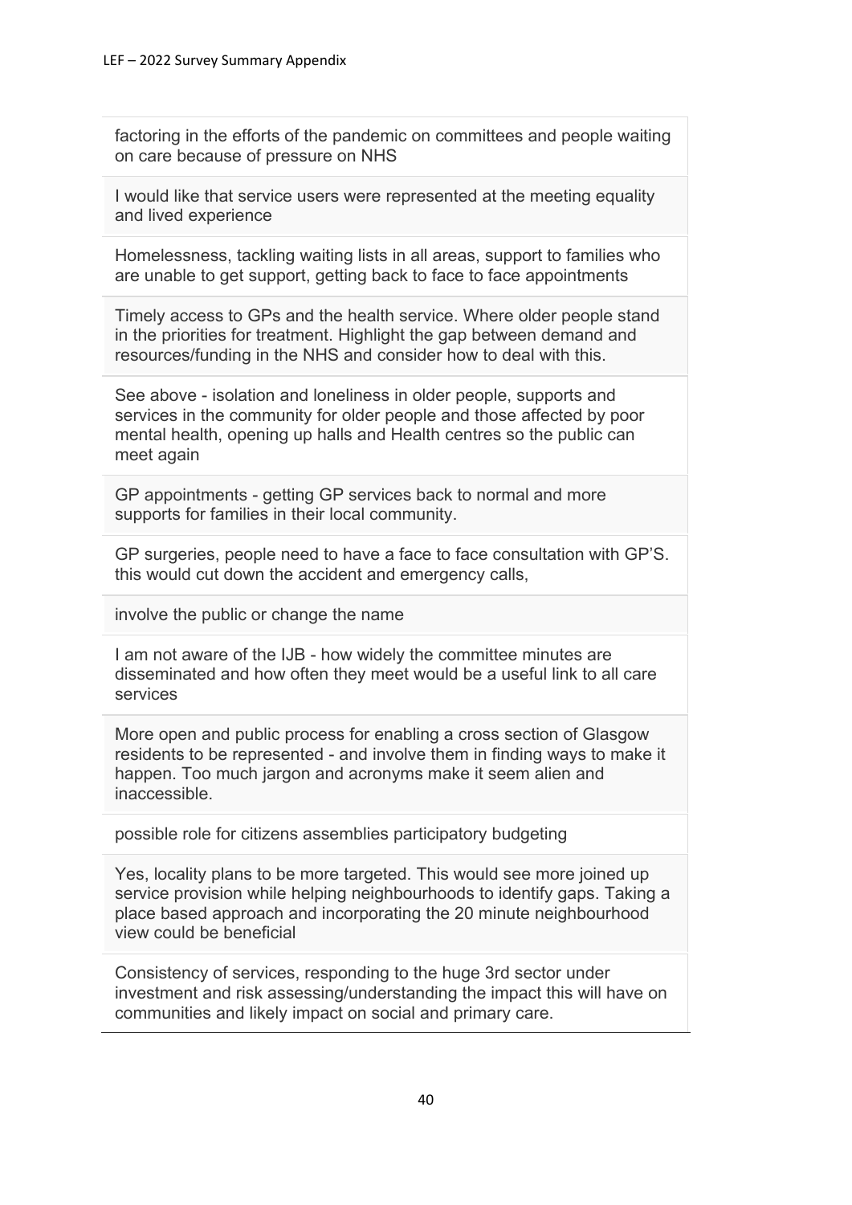factoring in the efforts of the pandemic on committees and people waiting on care because of pressure on NHS

I would like that service users were represented at the meeting equality and lived experience

Homelessness, tackling waiting lists in all areas, support to families who are unable to get support, getting back to face to face appointments

Timely access to GPs and the health service. Where older people stand in the priorities for treatment. Highlight the gap between demand and resources/funding in the NHS and consider how to deal with this.

See above - isolation and loneliness in older people, supports and services in the community for older people and those affected by poor mental health, opening up halls and Health centres so the public can meet again

GP appointments - getting GP services back to normal and more supports for families in their local community.

GP surgeries, people need to have a face to face consultation with GP'S. this would cut down the accident and emergency calls,

involve the public or change the name

I am not aware of the IJB - how widely the committee minutes are disseminated and how often they meet would be a useful link to all care services

More open and public process for enabling a cross section of Glasgow residents to be represented - and involve them in finding ways to make it happen. Too much jargon and acronyms make it seem alien and inaccessible.

possible role for citizens assemblies participatory budgeting

Yes, locality plans to be more targeted. This would see more joined up service provision while helping neighbourhoods to identify gaps. Taking a place based approach and incorporating the 20 minute neighbourhood view could be beneficial

Consistency of services, responding to the huge 3rd sector under investment and risk assessing/understanding the impact this will have on communities and likely impact on social and primary care.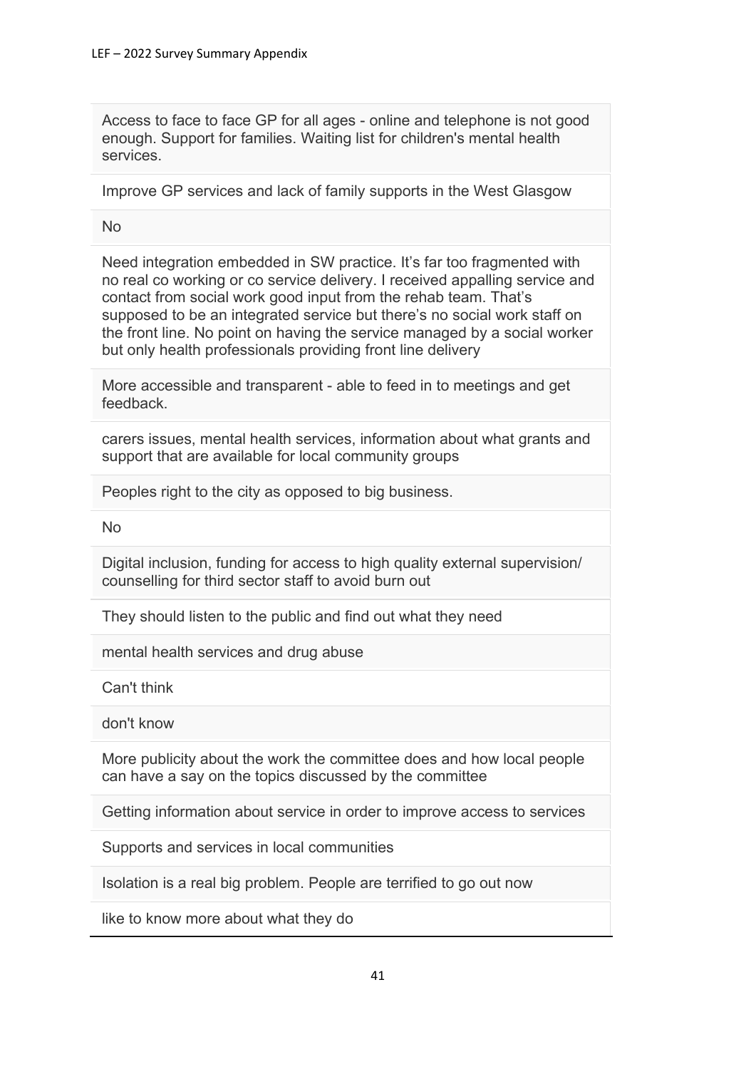| |
|---|
| Access to face to face GP for all ages - online and telephone is not good enough. Support for families. Waiting list for children's mental health services. |
| Improve GP services and lack of family supports in the West Glasgow |
| No |
| Need integration embedded in SW practice. It's far too fragmented with no real co working or co service delivery. I received appalling service and contact from social work good input from the rehab team. That's supposed to be an integrated service but there's no social work staff on the front line. No point on having the service managed by a social worker but only health professionals providing front line delivery |
| More accessible and transparent - able to feed in to meetings and get feedback. |
| carers issues, mental health services, information about what grants and support that are available for local community groups |
| Peoples right to the city as opposed to big business. |
| No |
| Digital inclusion, funding for access to high quality external supervision/ counselling for third sector staff to avoid burn out |
| They should listen to the public and find out what they need |
| mental health services and drug abuse |
| Can't think |
| don't know |
| More publicity about the work the committee does and how local people can have a say on the topics discussed by the committee |
| Getting information about service in order to improve access to services |
| Supports and services in local communities |
| Isolation is a real big problem. People are terrified to go out now |
| like to know more about what they do |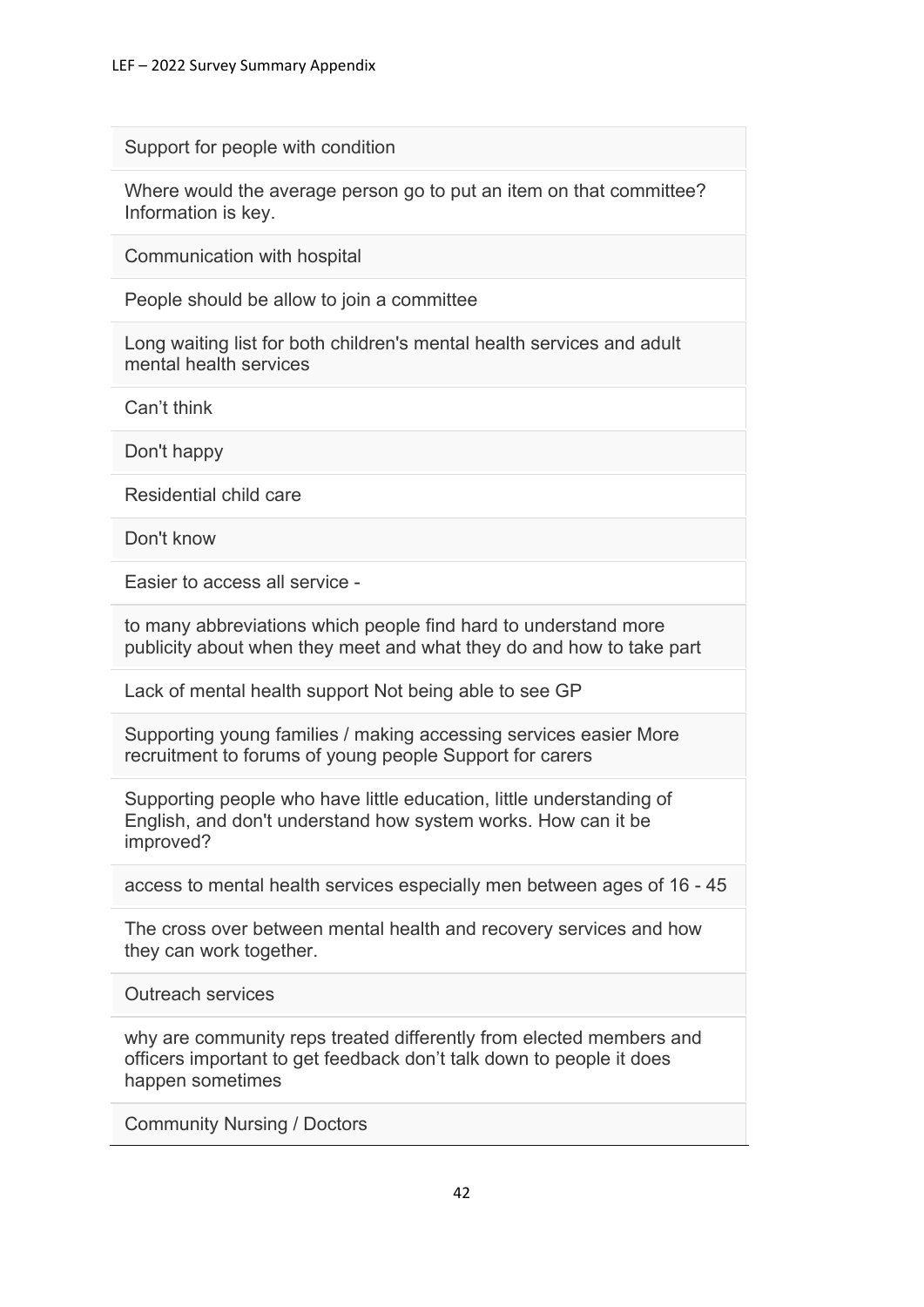| Support for people with condition |
| --- |
| Where would the average person go to put an item on that committee? Information is key. |
| Communication with hospital |
| People should be allow to join a committee |
| Long waiting list for both children's mental health services and adult mental health services |
| Can't think |
| Don't happy |
| Residential child care |
| Don't know |
| Easier to access all service - |
| to many abbreviations which people find hard to understand more publicity about when they meet and what they do and how to take part |
| Lack of mental health support Not being able to see GP |
| Supporting young families / making accessing services easier More recruitment to forums of young people Support for carers |
| Supporting people who have little education, little understanding of English, and don't understand how system works. How can it be improved? |
| access to mental health services especially men between ages of 16 - 45 |
| The cross over between mental health and recovery services and how they can work together. |
| Outreach services |
| why are community reps treated differently from elected members and officers important to get feedback don't talk down to people it does happen sometimes |
| Community Nursing / Doctors |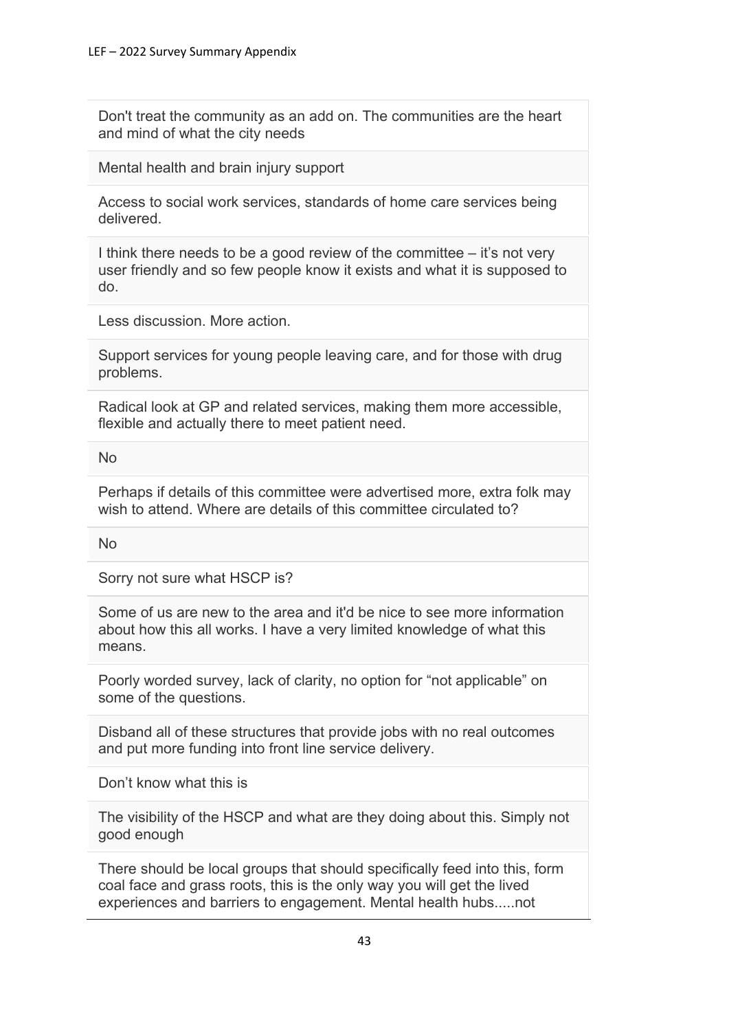Don't treat the community as an add on. The communities are the heart and mind of what the city needs

Mental health and brain injury support

Access to social work services, standards of home care services being delivered.

I think there needs to be a good review of the committee – it's not very user friendly and so few people know it exists and what it is supposed to do.

Less discussion. More action.

Support services for young people leaving care, and for those with drug problems.

Radical look at GP and related services, making them more accessible, flexible and actually there to meet patient need.

No

Perhaps if details of this committee were advertised more, extra folk may wish to attend. Where are details of this committee circulated to?

No

Sorry not sure what HSCP is?

Some of us are new to the area and it'd be nice to see more information about how this all works. I have a very limited knowledge of what this means.

Poorly worded survey, lack of clarity, no option for "not applicable" on some of the questions.

Disband all of these structures that provide jobs with no real outcomes and put more funding into front line service delivery.

Don't know what this is

The visibility of the HSCP and what are they doing about this. Simply not good enough

There should be local groups that should specifically feed into this, form coal face and grass roots, this is the only way you will get the lived experiences and barriers to engagement. Mental health hubs.....not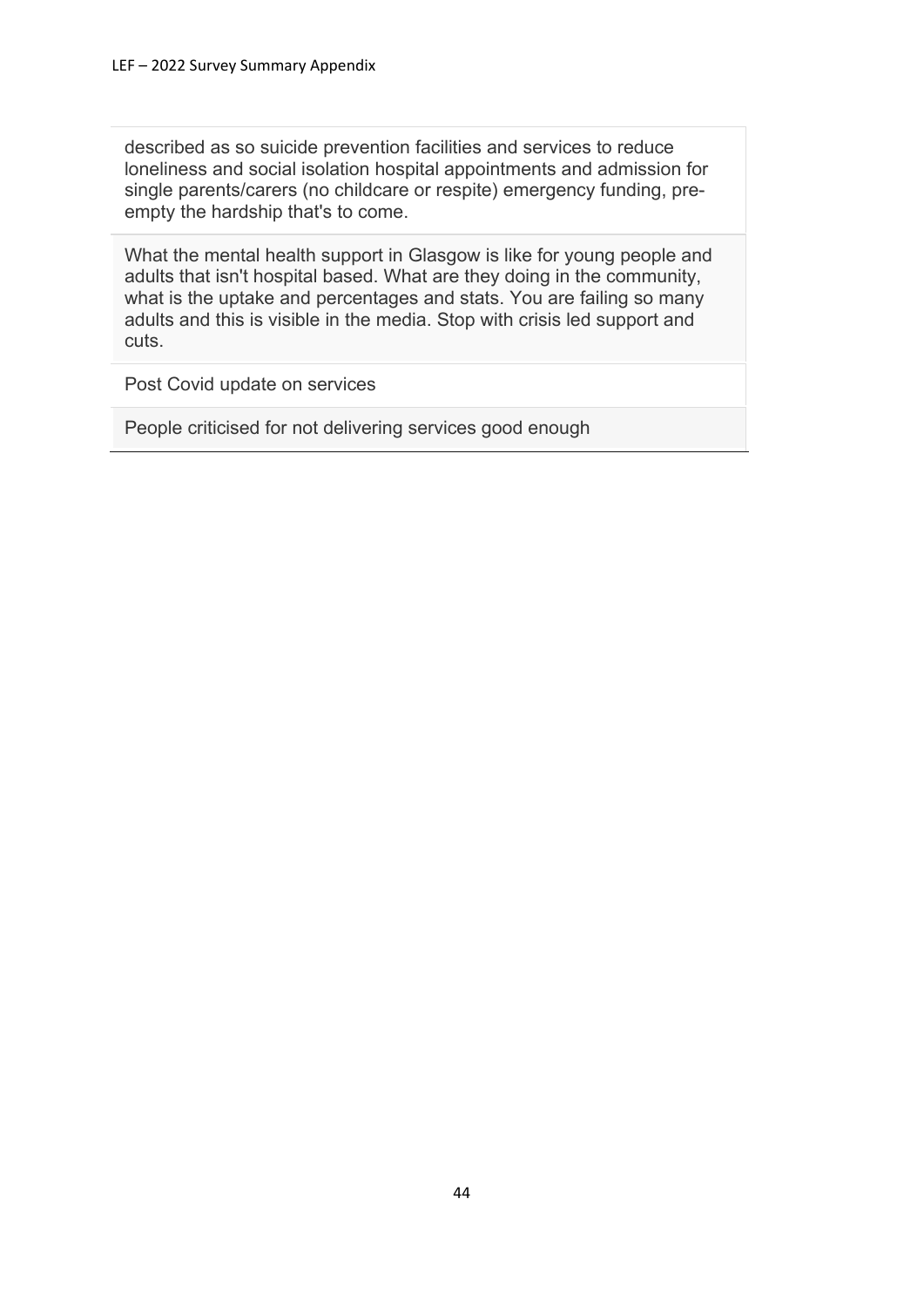| |
|---|
| described as so suicide prevention facilities and services to reduce loneliness and social isolation hospital appointments and admission for single parents/carers (no childcare or respite) emergency funding, pre-empty the hardship that's to come. |
| What the mental health support in Glasgow is like for young people and adults that isn't hospital based. What are they doing in the community, what is the uptake and percentages and stats. You are failing so many adults and this is visible in the media. Stop with crisis led support and cuts. |
| Post Covid update on services |
| People criticised for not delivering services good enough |